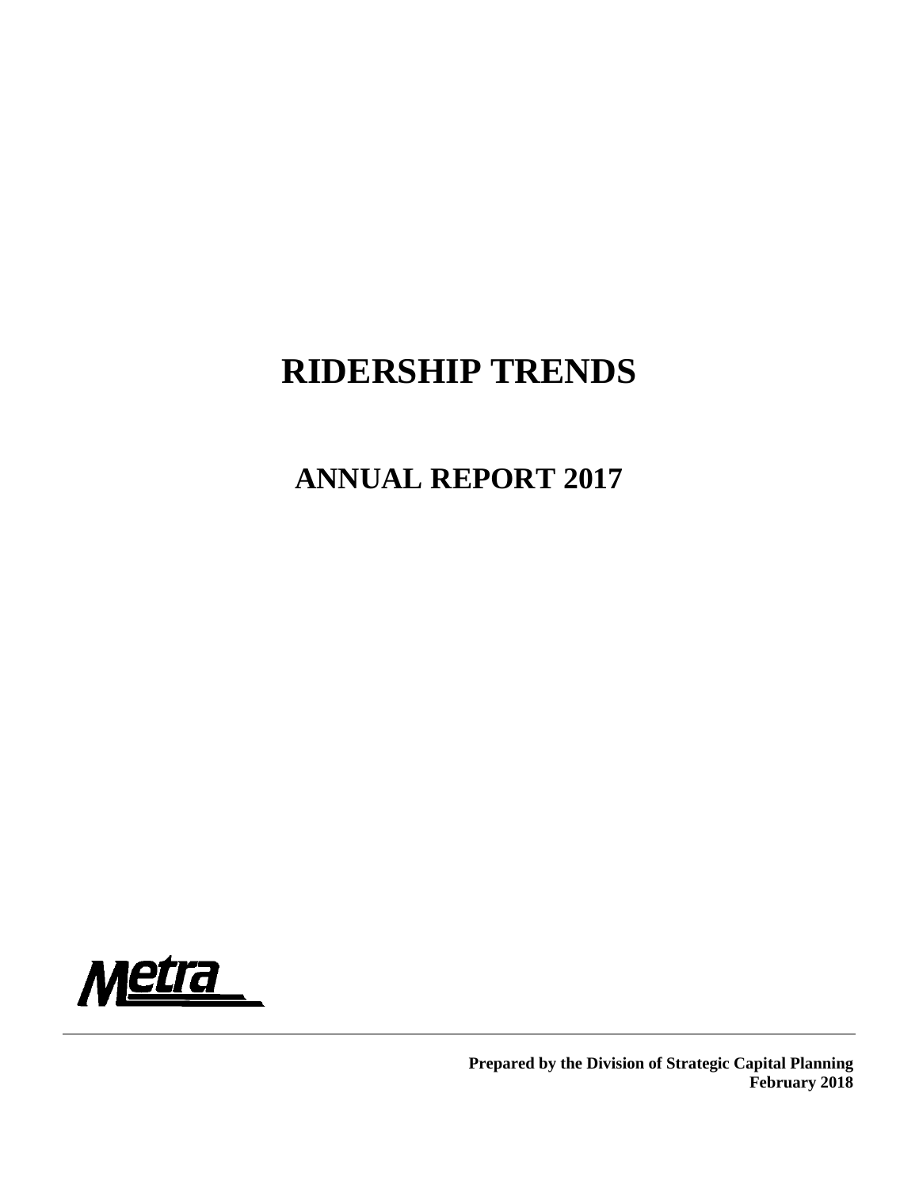# RIDERSHIP TRENDS

## ANNUAL REPORT 2017

Metra

**Prepared by the Division of Strategic Capital Planning**
**February 2018**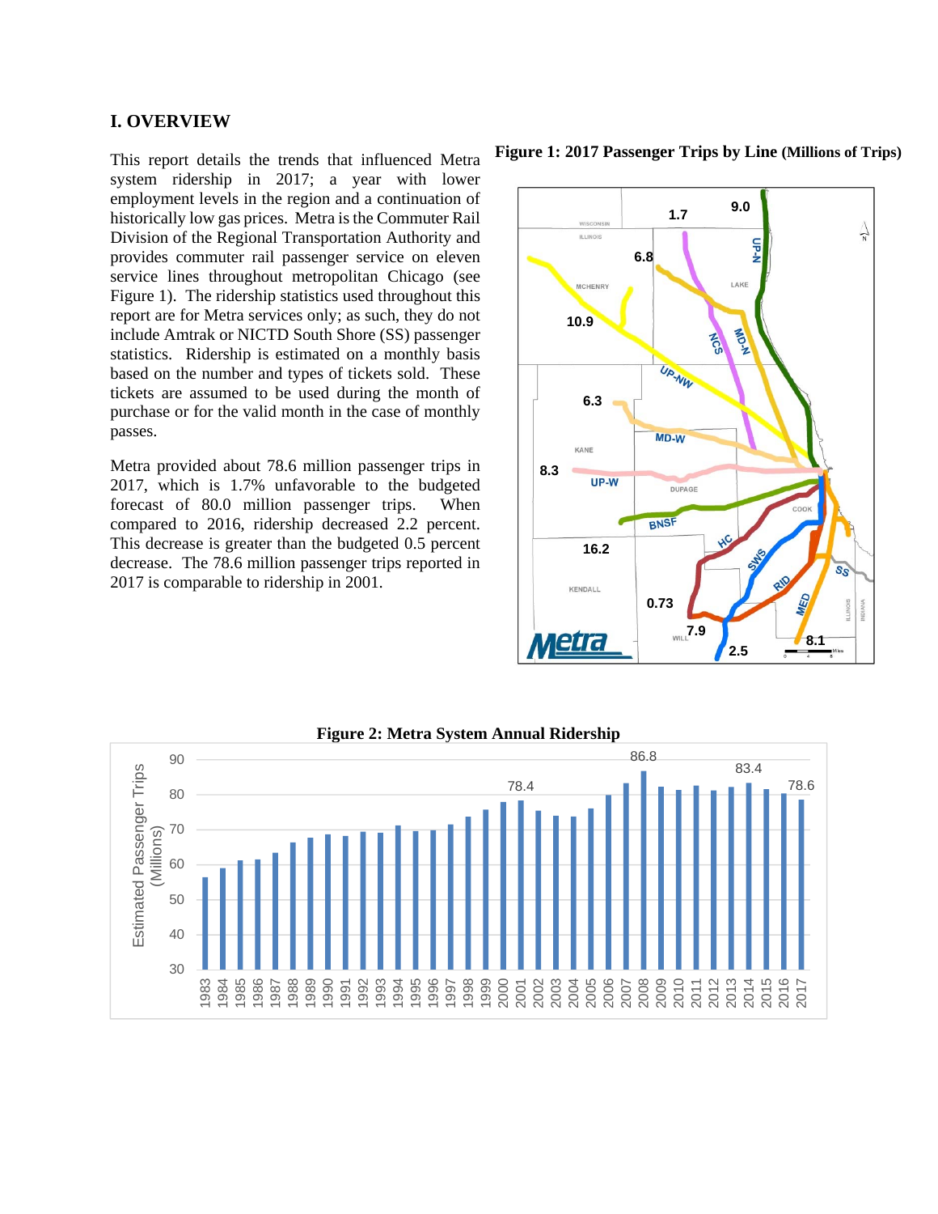## I. OVERVIEW

This report details the trends that influenced Metra system ridership in 2017; a year with lower employment levels in the region and a continuation of historically low gas prices. Metra is the Commuter Rail Division of the Regional Transportation Authority and provides commuter rail passenger service on eleven service lines throughout metropolitan Chicago (see Figure 1). The ridership statistics used throughout this report are for Metra services only; as such, they do not include Amtrak or NICTD South Shore (SS) passenger statistics. Ridership is estimated on a monthly basis based on the number and types of tickets sold. These tickets are assumed to be used during the month of purchase or for the valid month in the case of monthly passes.

Metra provided about 78.6 million passenger trips in 2017, which is 1.7% unfavorable to the budgeted forecast of 80.0 million passenger trips. When compared to 2016, ridership decreased 2.2 percent. This decrease is greater than the budgeted 0.5 percent decrease. The 78.6 million passenger trips reported in 2017 is comparable to ridership in 2001.

**Figure 1: 2017 Passenger Trips by Line (Millions of Trips)**

**Figure 2: Metra System Annual Ridership**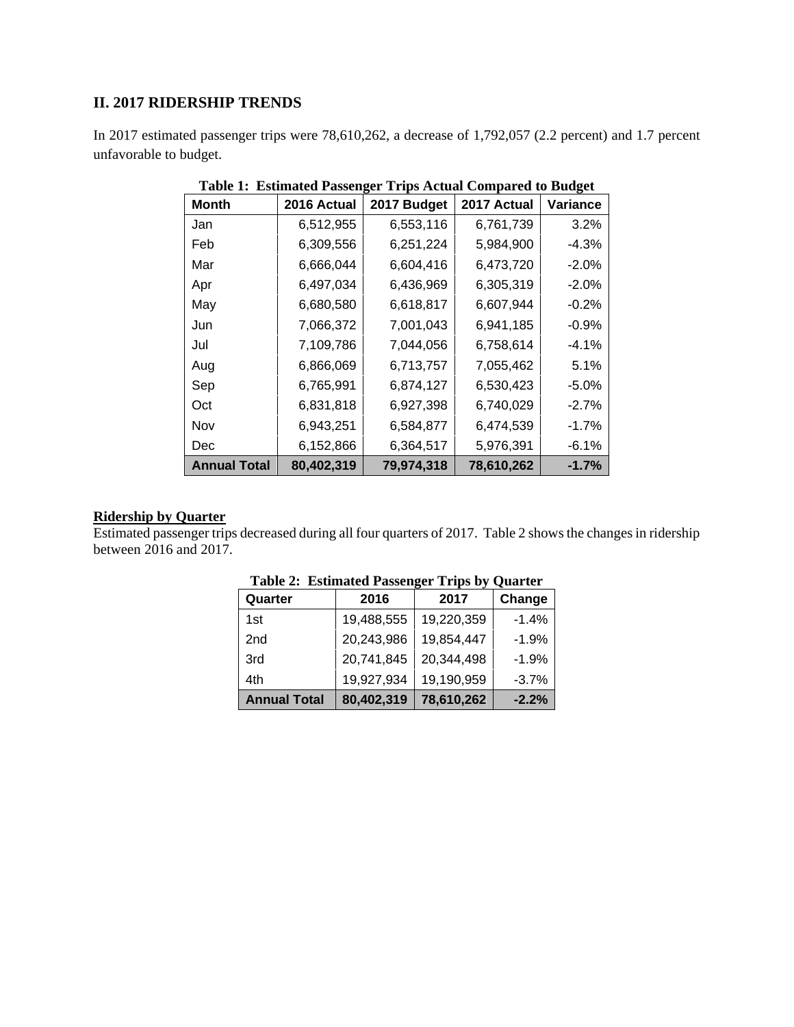## II. 2017 RIDERSHIP TRENDS

In 2017 estimated passenger trips were 78,610,262, a decrease of 1,792,057 (2.2 percent) and 1.7 percent unfavorable to budget.

**Table 1: Estimated Passenger Trips Actual Compared to Budget**

| Month | 2016 Actual | 2017 Budget | 2017 Actual | Variance |
|---|---|---|---|---|
| Jan | 6,512,955 | 6,553,116 | 6,761,739 | 3.2% |
| Feb | 6,309,556 | 6,251,224 | 5,984,900 | -4.3% |
| Mar | 6,666,044 | 6,604,416 | 6,473,720 | -2.0% |
| Apr | 6,497,034 | 6,436,969 | 6,305,319 | -2.0% |
| May | 6,680,580 | 6,618,817 | 6,607,944 | -0.2% |
| Jun | 7,066,372 | 7,001,043 | 6,941,185 | -0.9% |
| Jul | 7,109,786 | 7,044,056 | 6,758,614 | -4.1% |
| Aug | 6,866,069 | 6,713,757 | 7,055,462 | 5.1% |
| Sep | 6,765,991 | 6,874,127 | 6,530,423 | -5.0% |
| Oct | 6,831,818 | 6,927,398 | 6,740,029 | -2.7% |
| Nov | 6,943,251 | 6,584,877 | 6,474,539 | -1.7% |
| Dec | 6,152,866 | 6,364,517 | 5,976,391 | -6.1% |
| **Annual Total** | **80,402,319** | **79,974,318** | **78,610,262** | **-1.7%** |

**Ridership by Quarter**

Estimated passenger trips decreased during all four quarters of 2017. Table 2 shows the changes in ridership between 2016 and 2017.

**Table 2: Estimated Passenger Trips by Quarter**

| Quarter | 2016 | 2017 | Change |
|---|---|---|---|
| 1st | 19,488,555 | 19,220,359 | -1.4% |
| 2nd | 20,243,986 | 19,854,447 | -1.9% |
| 3rd | 20,741,845 | 20,344,498 | -1.9% |
| 4th | 19,927,934 | 19,190,959 | -3.7% |
| **Annual Total** | **80,402,319** | **78,610,262** | **-2.2%** |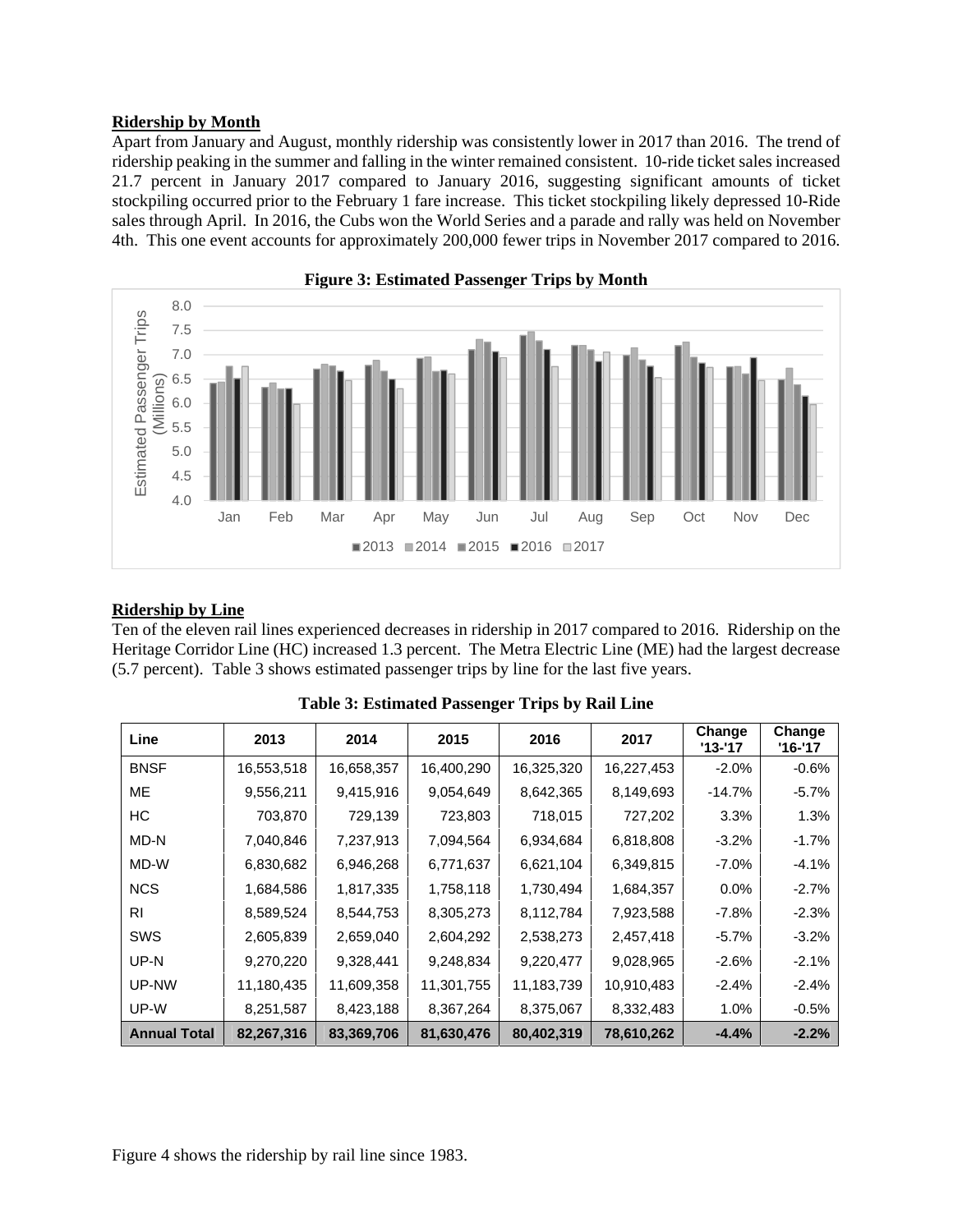**Ridership by Month**

Apart from January and August, monthly ridership was consistently lower in 2017 than 2016. The trend of ridership peaking in the summer and falling in the winter remained consistent. 10-ride ticket sales increased 21.7 percent in January 2017 compared to January 2016, suggesting significant amounts of ticket stockpiling occurred prior to the February 1 fare increase. This ticket stockpiling likely depressed 10-Ride sales through April. In 2016, the Cubs won the World Series and a parade and rally was held on November 4th. This one event accounts for approximately 200,000 fewer trips in November 2017 compared to 2016.

**Figure 3: Estimated Passenger Trips by Month**

**Ridership by Line**

Ten of the eleven rail lines experienced decreases in ridership in 2017 compared to 2016. Ridership on the Heritage Corridor Line (HC) increased 1.3 percent. The Metra Electric Line (ME) had the largest decrease (5.7 percent). Table 3 shows estimated passenger trips by line for the last five years.

**Table 3: Estimated Passenger Trips by Rail Line**

| Line | 2013 | 2014 | 2015 | 2016 | 2017 | Change '13-'17 | Change '16-'17 |
|---|---|---|---|---|---|---|---|
| BNSF | 16,553,518 | 16,658,357 | 16,400,290 | 16,325,320 | 16,227,453 | -2.0% | -0.6% |
| ME | 9,556,211 | 9,415,916 | 9,054,649 | 8,642,365 | 8,149,693 | -14.7% | -5.7% |
| HC | 703,870 | 729,139 | 723,803 | 718,015 | 727,202 | 3.3% | 1.3% |
| MD-N | 7,040,846 | 7,237,913 | 7,094,564 | 6,934,684 | 6,818,808 | -3.2% | -1.7% |
| MD-W | 6,830,682 | 6,946,268 | 6,771,637 | 6,621,104 | 6,349,815 | -7.0% | -4.1% |
| NCS | 1,684,586 | 1,817,335 | 1,758,118 | 1,730,494 | 1,684,357 | 0.0% | -2.7% |
| RI | 8,589,524 | 8,544,753 | 8,305,273 | 8,112,784 | 7,923,588 | -7.8% | -2.3% |
| SWS | 2,605,839 | 2,659,040 | 2,604,292 | 2,538,273 | 2,457,418 | -5.7% | -3.2% |
| UP-N | 9,270,220 | 9,328,441 | 9,248,834 | 9,220,477 | 9,028,965 | -2.6% | -2.1% |
| UP-NW | 11,180,435 | 11,609,358 | 11,301,755 | 11,183,739 | 10,910,483 | -2.4% | -2.4% |
| UP-W | 8,251,587 | 8,423,188 | 8,367,264 | 8,375,067 | 8,332,483 | 1.0% | -0.5% |
| **Annual Total** | **82,267,316** | **83,369,706** | **81,630,476** | **80,402,319** | **78,610,262** | **-4.4%** | **-2.2%** |

Figure 4 shows the ridership by rail line since 1983.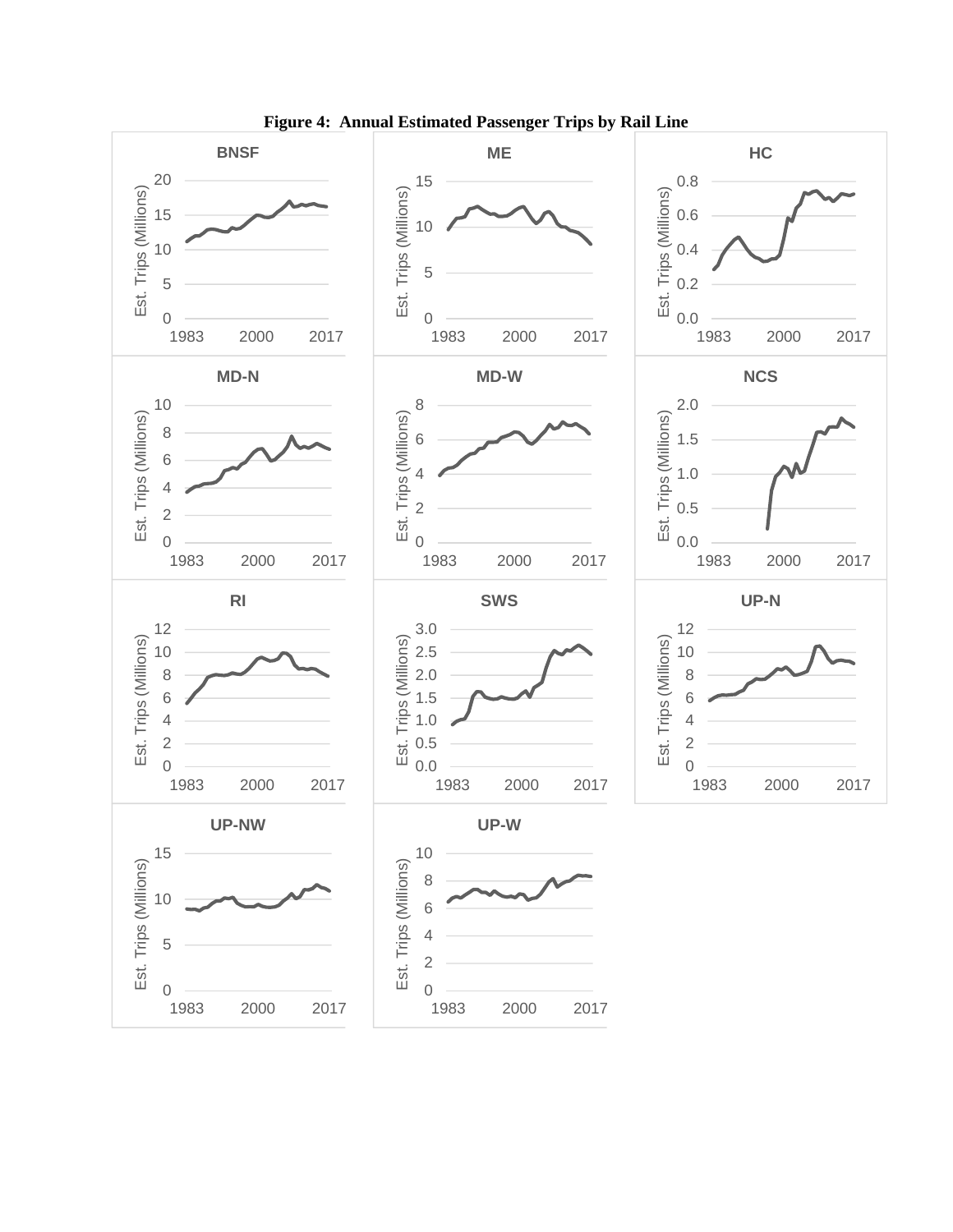**Figure 4: Annual Estimated Passenger Trips by Rail Line**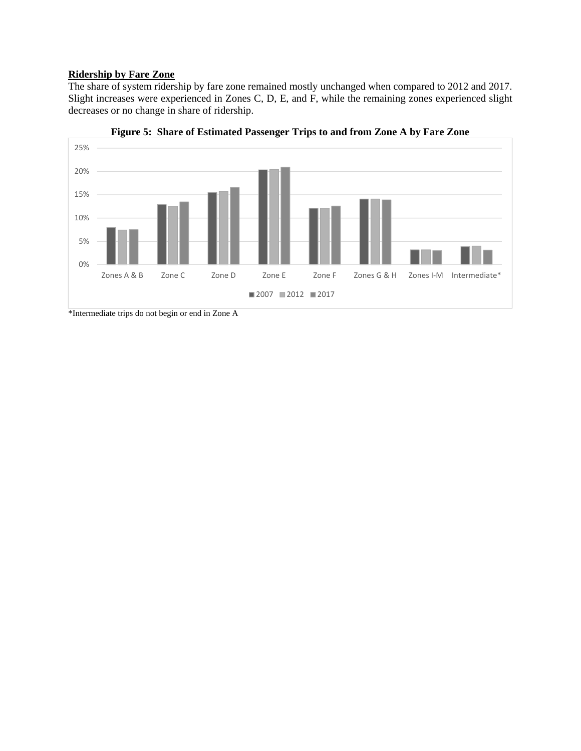**Ridership by Fare Zone**

The share of system ridership by fare zone remained mostly unchanged when compared to 2012 and 2017. Slight increases were experienced in Zones C, D, E, and F, while the remaining zones experienced slight decreases or no change in share of ridership.

**Figure 5: Share of Estimated Passenger Trips to and from Zone A by Fare Zone**

*Intermediate trips do not begin or end in Zone A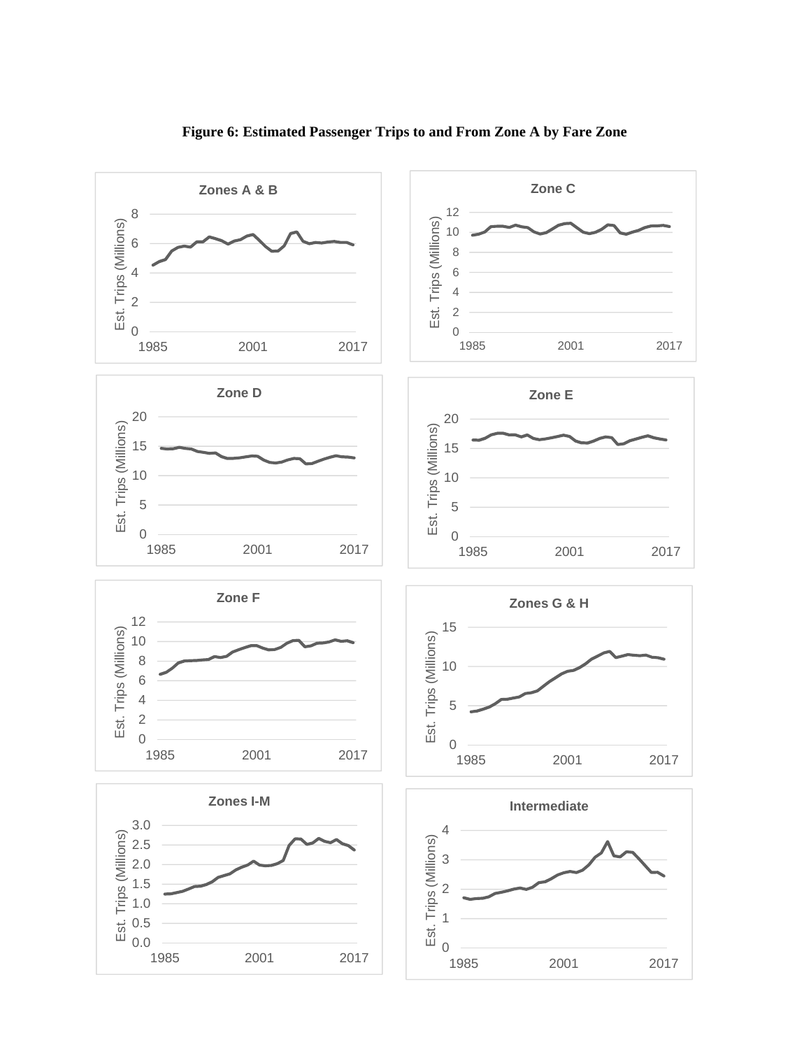**Figure 6: Estimated Passenger Trips to and From Zone A by Fare Zone**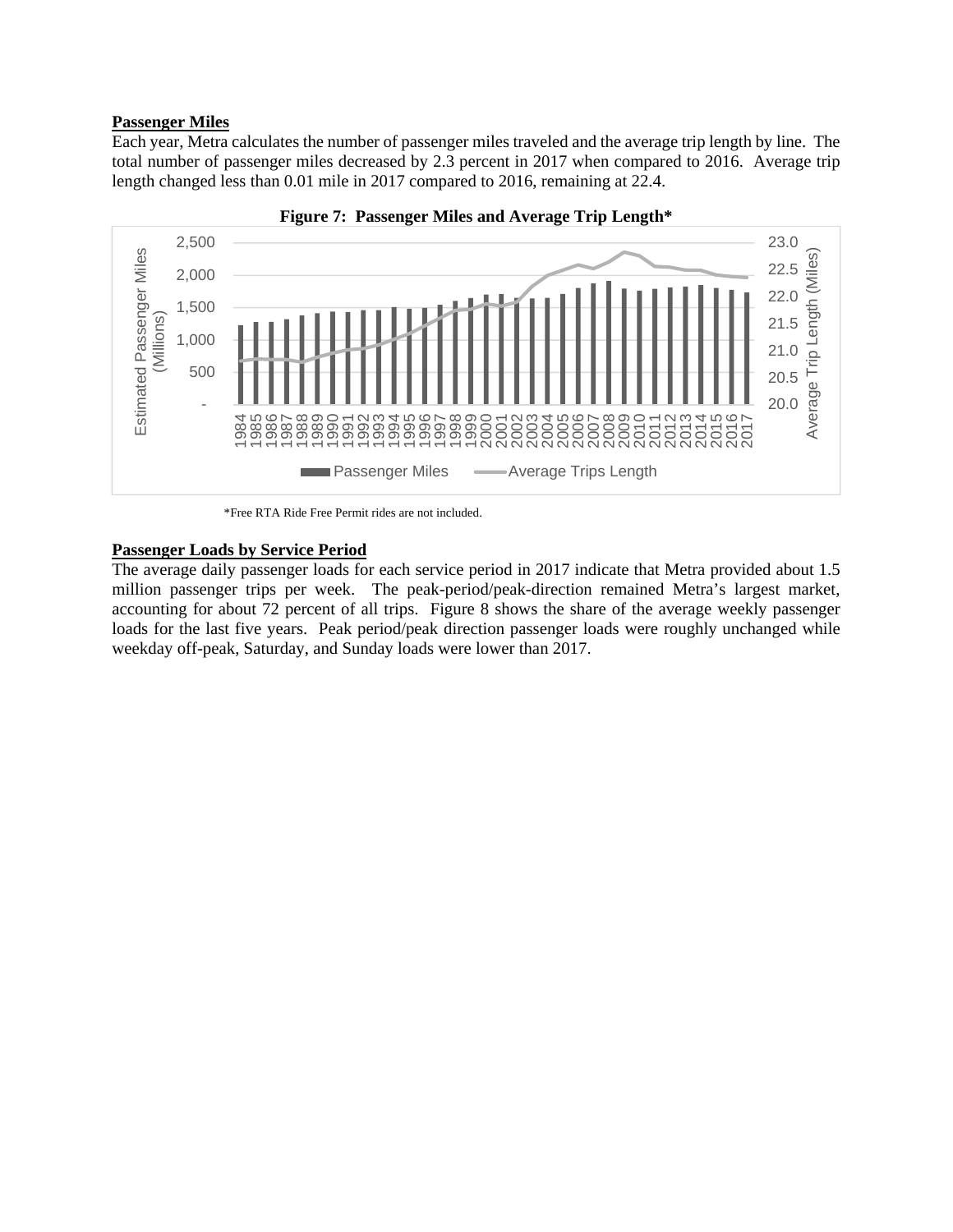**Passenger Miles**

Each year, Metra calculates the number of passenger miles traveled and the average trip length by line. The total number of passenger miles decreased by 2.3 percent in 2017 when compared to 2016. Average trip length changed less than 0.01 mile in 2017 compared to 2016, remaining at 22.4.

**Figure 7: Passenger Miles and Average Trip Length***

*Free RTA Ride Free Permit rides are not included.

**Passenger Loads by Service Period**

The average daily passenger loads for each service period in 2017 indicate that Metra provided about 1.5 million passenger trips per week. The peak-period/peak-direction remained Metra's largest market, accounting for about 72 percent of all trips. Figure 8 shows the share of the average weekly passenger loads for the last five years. Peak period/peak direction passenger loads were roughly unchanged while weekday off-peak, Saturday, and Sunday loads were lower than 2017.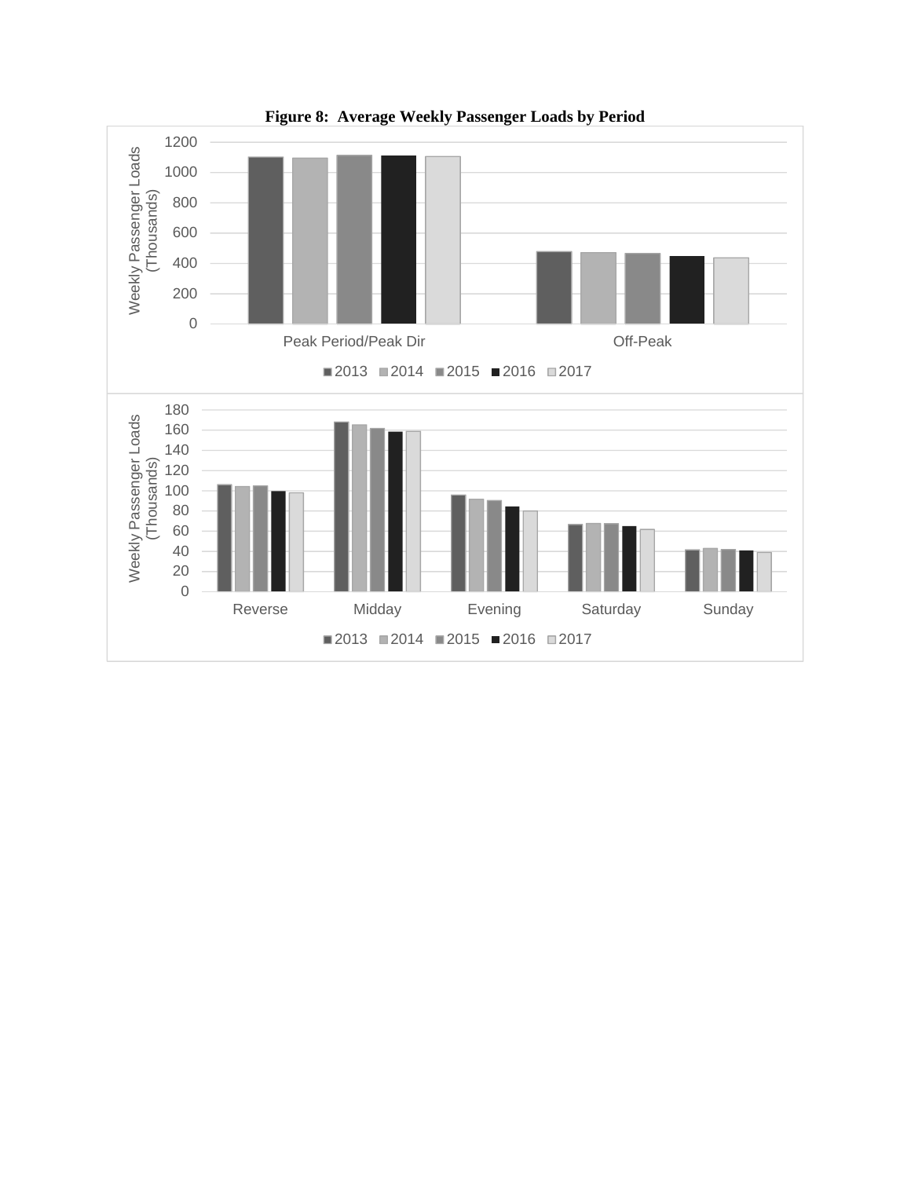**Figure 8: Average Weekly Passenger Loads by Period**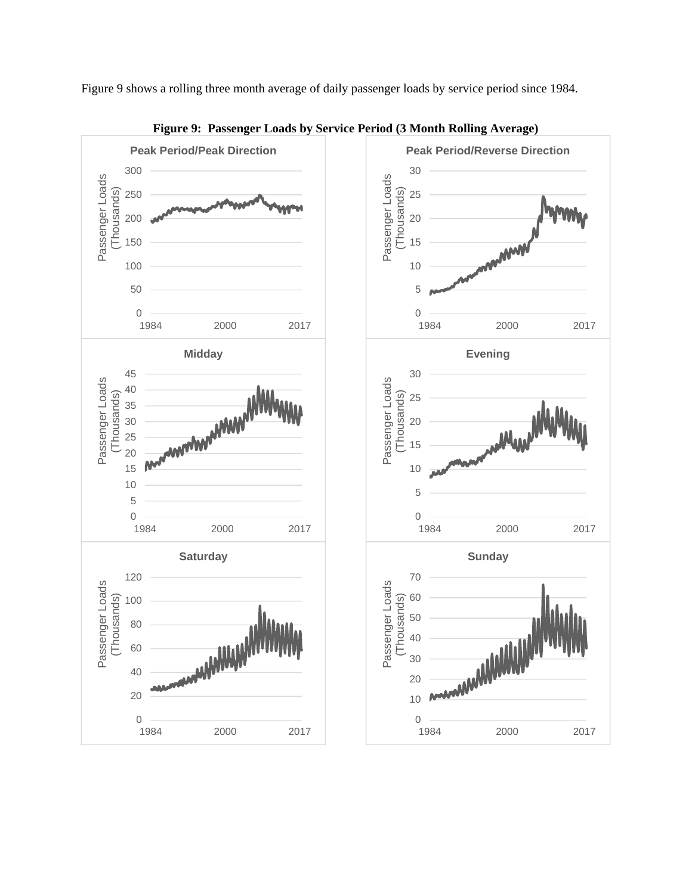Figure 9 shows a rolling three month average of daily passenger loads by service period since 1984.

**Figure 9: Passenger Loads by Service Period (3 Month Rolling Average)**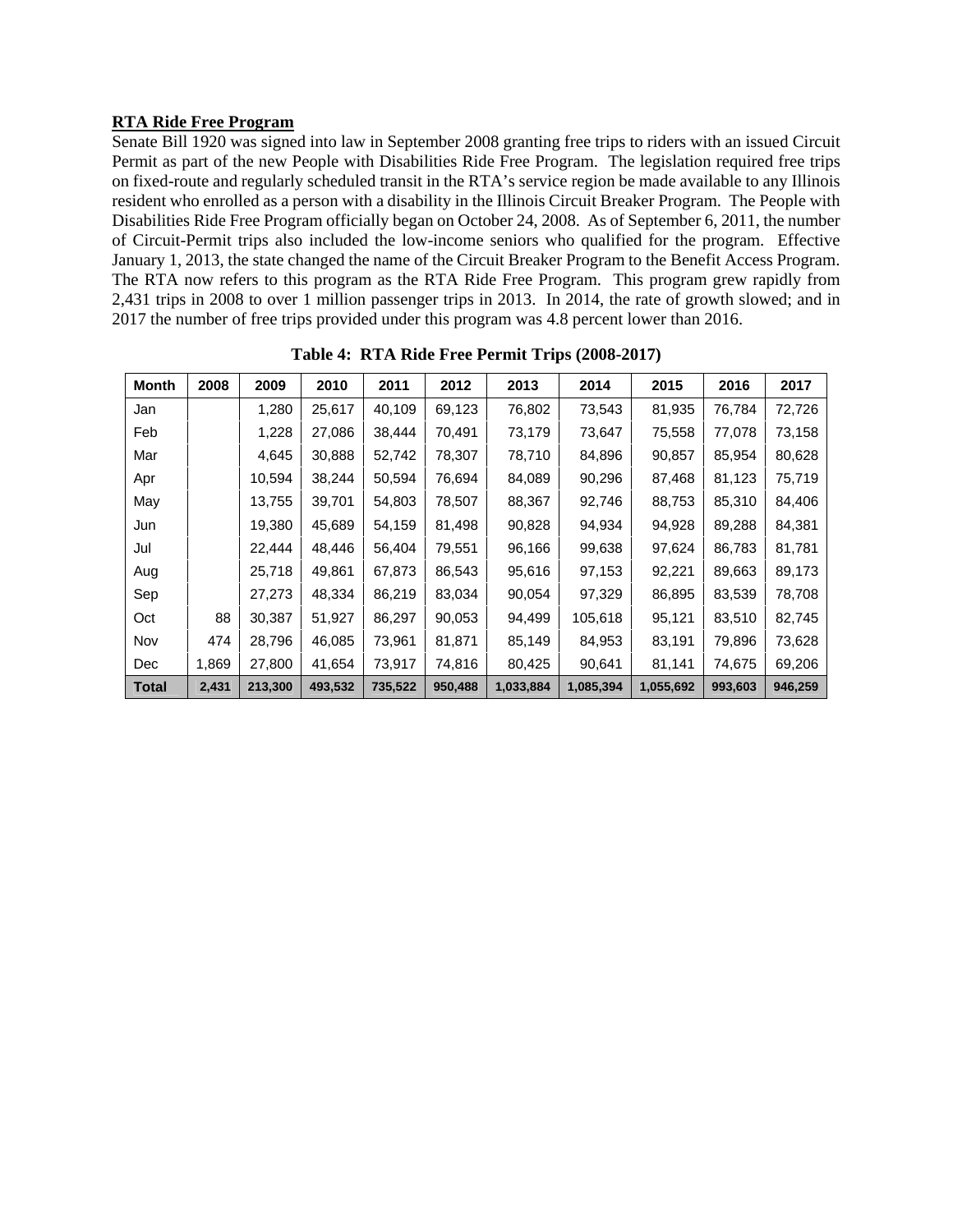## RTA Ride Free Program

Senate Bill 1920 was signed into law in September 2008 granting free trips to riders with an issued Circuit Permit as part of the new People with Disabilities Ride Free Program. The legislation required free trips on fixed-route and regularly scheduled transit in the RTA's service region be made available to any Illinois resident who enrolled as a person with a disability in the Illinois Circuit Breaker Program. The People with Disabilities Ride Free Program officially began on October 24, 2008. As of September 6, 2011, the number of Circuit-Permit trips also included the low-income seniors who qualified for the program. Effective January 1, 2013, the state changed the name of the Circuit Breaker Program to the Benefit Access Program. The RTA now refers to this program as the RTA Ride Free Program. This program grew rapidly from 2,431 trips in 2008 to over 1 million passenger trips in 2013. In 2014, the rate of growth slowed; and in 2017 the number of free trips provided under this program was 4.8 percent lower than 2016.

**Table 4: RTA Ride Free Permit Trips (2008-2017)**

| Month | 2008 | 2009 | 2010 | 2011 | 2012 | 2013 | 2014 | 2015 | 2016 | 2017 |
|---|---|---|---|---|---|---|---|---|---|---|
| Jan | | 1,280 | 25,617 | 40,109 | 69,123 | 76,802 | 73,543 | 81,935 | 76,784 | 72,726 |
| Feb | | 1,228 | 27,086 | 38,444 | 70,491 | 73,179 | 73,647 | 75,558 | 77,078 | 73,158 |
| Mar | | 4,645 | 30,888 | 52,742 | 78,307 | 78,710 | 84,896 | 90,857 | 85,954 | 80,628 |
| Apr | | 10,594 | 38,244 | 50,594 | 76,694 | 84,089 | 90,296 | 87,468 | 81,123 | 75,719 |
| May | | 13,755 | 39,701 | 54,803 | 78,507 | 88,367 | 92,746 | 88,753 | 85,310 | 84,406 |
| Jun | | 19,380 | 45,689 | 54,159 | 81,498 | 90,828 | 94,934 | 94,928 | 89,288 | 84,381 |
| Jul | | 22,444 | 48,446 | 56,404 | 79,551 | 96,166 | 99,638 | 97,624 | 86,783 | 81,781 |
| Aug | | 25,718 | 49,861 | 67,873 | 86,543 | 95,616 | 97,153 | 92,221 | 89,663 | 89,173 |
| Sep | | 27,273 | 48,334 | 86,219 | 83,034 | 90,054 | 97,329 | 86,895 | 83,539 | 78,708 |
| Oct | 88 | 30,387 | 51,927 | 86,297 | 90,053 | 94,499 | 105,618 | 95,121 | 83,510 | 82,745 |
| Nov | 474 | 28,796 | 46,085 | 73,961 | 81,871 | 85,149 | 84,953 | 83,191 | 79,896 | 73,628 |
| Dec | 1,869 | 27,800 | 41,654 | 73,917 | 74,816 | 80,425 | 90,641 | 81,141 | 74,675 | 69,206 |
| **Total** | **2,431** | **213,300** | **493,532** | **735,522** | **950,488** | **1,033,884** | **1,085,394** | **1,055,692** | **993,603** | **946,259** |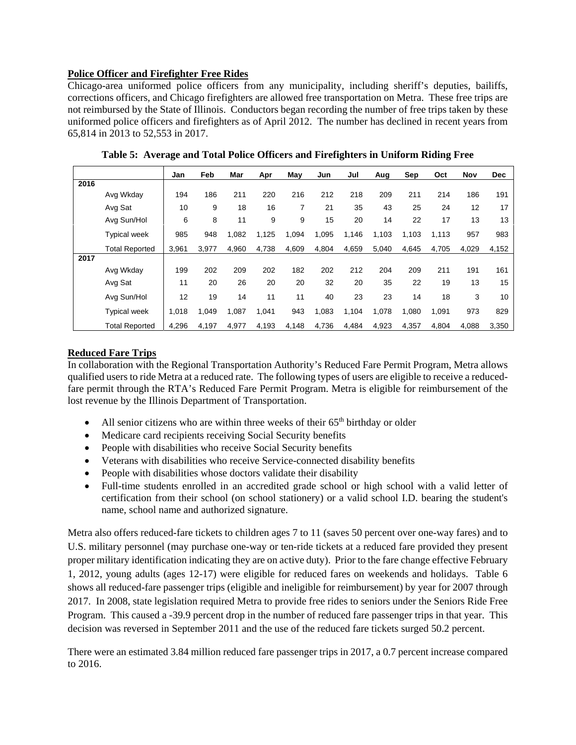**Police Officer and Firefighter Free Rides**

Chicago-area uniformed police officers from any municipality, including sheriff's deputies, bailiffs, corrections officers, and Chicago firefighters are allowed free transportation on Metra. These free trips are not reimbursed by the State of Illinois. Conductors began recording the number of free trips taken by these uniformed police officers and firefighters as of April 2012. The number has declined in recent years from 65,814 in 2013 to 52,553 in 2017.

**Table 5: Average and Total Police Officers and Firefighters in Uniform Riding Free**

| | | Jan | Feb | Mar | Apr | May | Jun | Jul | Aug | Sep | Oct | Nov | Dec |
|---|---|---|---|---|---|---|---|---|---|---|---|---|---|
| 2016 | | | | | | | | | | | | | |
| | Avg Wkday | 194 | 186 | 211 | 220 | 216 | 212 | 218 | 209 | 211 | 214 | 186 | 191 |
| | Avg Sat | 10 | 9 | 18 | 16 | 7 | 21 | 35 | 43 | 25 | 24 | 12 | 17 |
| | Avg Sun/Hol | 6 | 8 | 11 | 9 | 9 | 15 | 20 | 14 | 22 | 17 | 13 | 13 |
| | Typical week | 985 | 948 | 1,082 | 1,125 | 1,094 | 1,095 | 1,146 | 1,103 | 1,103 | 1,113 | 957 | 983 |
| | Total Reported | 3,961 | 3,977 | 4,960 | 4,738 | 4,609 | 4,804 | 4,659 | 5,040 | 4,645 | 4,705 | 4,029 | 4,152 |
| 2017 | | | | | | | | | | | | | |
| | Avg Wkday | 199 | 202 | 209 | 202 | 182 | 202 | 212 | 204 | 209 | 211 | 191 | 161 |
| | Avg Sat | 11 | 20 | 26 | 20 | 20 | 32 | 20 | 35 | 22 | 19 | 13 | 15 |
| | Avg Sun/Hol | 12 | 19 | 14 | 11 | 11 | 40 | 23 | 23 | 14 | 18 | 3 | 10 |
| | Typical week | 1,018 | 1,049 | 1,087 | 1,041 | 943 | 1,083 | 1,104 | 1,078 | 1,080 | 1,091 | 973 | 829 |
| | Total Reported | 4,296 | 4,197 | 4,977 | 4,193 | 4,148 | 4,736 | 4,484 | 4,923 | 4,357 | 4,804 | 4,088 | 3,350 |

**Reduced Fare Trips**

In collaboration with the Regional Transportation Authority's Reduced Fare Permit Program, Metra allows qualified users to ride Metra at a reduced rate. The following types of users are eligible to receive a reduced-fare permit through the RTA's Reduced Fare Permit Program. Metra is eligible for reimbursement of the lost revenue by the Illinois Department of Transportation.

- All senior citizens who are within three weeks of their 65th birthday or older
- Medicare card recipients receiving Social Security benefits
- People with disabilities who receive Social Security benefits
- Veterans with disabilities who receive Service-connected disability benefits
- People with disabilities whose doctors validate their disability
- Full-time students enrolled in an accredited grade school or high school with a valid letter of certification from their school (on school stationery) or a valid school I.D. bearing the student's name, school name and authorized signature.

Metra also offers reduced-fare tickets to children ages 7 to 11 (saves 50 percent over one-way fares) and to U.S. military personnel (may purchase one-way or ten-ride tickets at a reduced fare provided they present proper military identification indicating they are on active duty). Prior to the fare change effective February 1, 2012, young adults (ages 12-17) were eligible for reduced fares on weekends and holidays. Table 6 shows all reduced-fare passenger trips (eligible and ineligible for reimbursement) by year for 2007 through 2017. In 2008, state legislation required Metra to provide free rides to seniors under the Seniors Ride Free Program. This caused a -39.9 percent drop in the number of reduced fare passenger trips in that year. This decision was reversed in September 2011 and the use of the reduced fare tickets surged 50.2 percent.

There were an estimated 3.84 million reduced fare passenger trips in 2017, a 0.7 percent increase compared to 2016.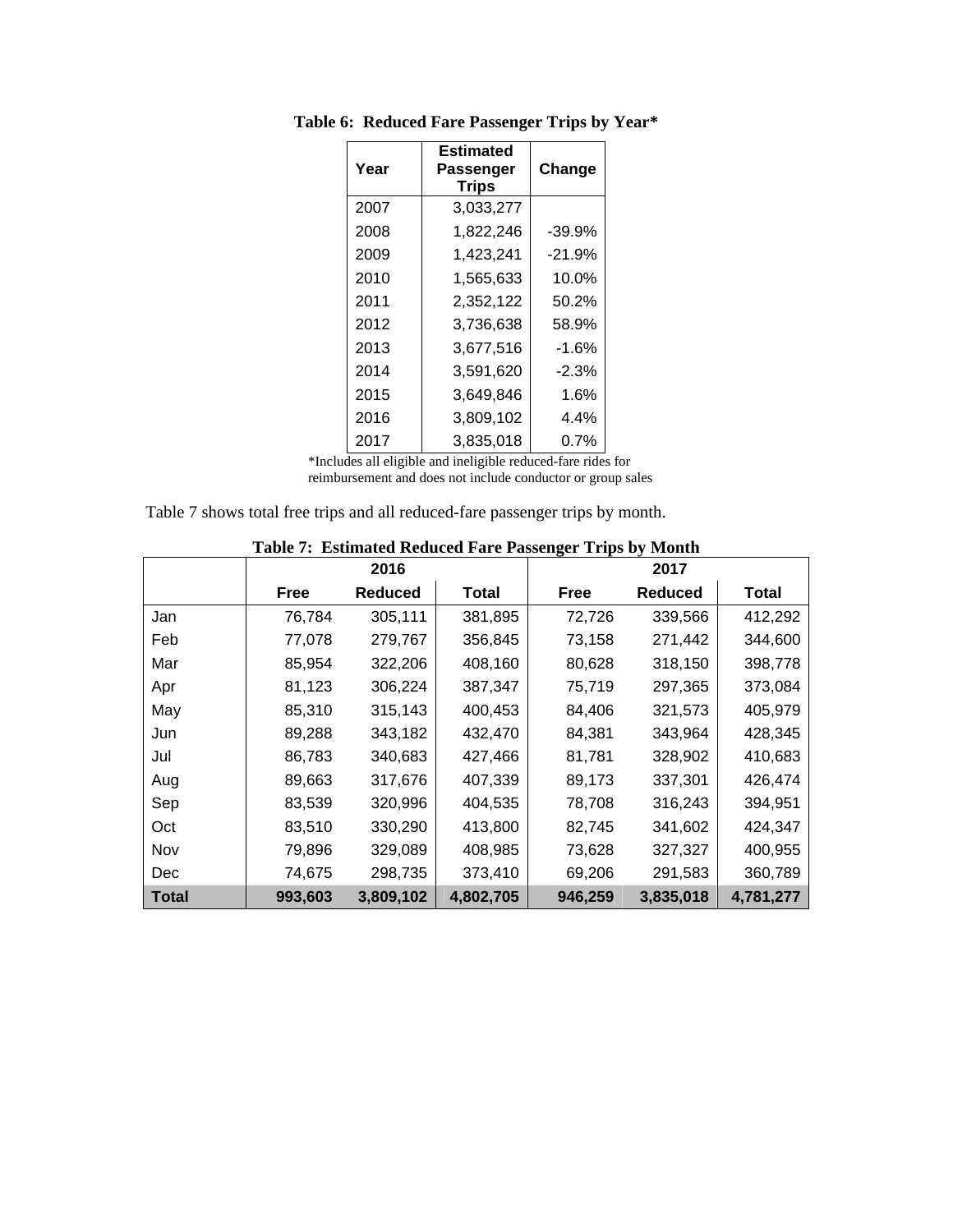**Table 6: Reduced Fare Passenger Trips by Year***

| Year | Estimated Passenger Trips | Change |
|---|---|---|
| 2007 | 3,033,277 | |
| 2008 | 1,822,246 | -39.9% |
| 2009 | 1,423,241 | -21.9% |
| 2010 | 1,565,633 | 10.0% |
| 2011 | 2,352,122 | 50.2% |
| 2012 | 3,736,638 | 58.9% |
| 2013 | 3,677,516 | -1.6% |
| 2014 | 3,591,620 | -2.3% |
| 2015 | 3,649,846 | 1.6% |
| 2016 | 3,809,102 | 4.4% |
| 2017 | 3,835,018 | 0.7% |

*Includes all eligible and ineligible reduced-fare rides for reimbursement and does not include conductor or group sales

Table 7 shows total free trips and all reduced-fare passenger trips by month.

**Table 7: Estimated Reduced Fare Passenger Trips by Month**

| | 2016 | | | 2017 | | |
|---|---|---|---|---|---|---|
| | Free | Reduced | Total | Free | Reduced | Total |
| Jan | 76,784 | 305,111 | 381,895 | 72,726 | 339,566 | 412,292 |
| Feb | 77,078 | 279,767 | 356,845 | 73,158 | 271,442 | 344,600 |
| Mar | 85,954 | 322,206 | 408,160 | 80,628 | 318,150 | 398,778 |
| Apr | 81,123 | 306,224 | 387,347 | 75,719 | 297,365 | 373,084 |
| May | 85,310 | 315,143 | 400,453 | 84,406 | 321,573 | 405,979 |
| Jun | 89,288 | 343,182 | 432,470 | 84,381 | 343,964 | 428,345 |
| Jul | 86,783 | 340,683 | 427,466 | 81,781 | 328,902 | 410,683 |
| Aug | 89,663 | 317,676 | 407,339 | 89,173 | 337,301 | 426,474 |
| Sep | 83,539 | 320,996 | 404,535 | 78,708 | 316,243 | 394,951 |
| Oct | 83,510 | 330,290 | 413,800 | 82,745 | 341,602 | 424,347 |
| Nov | 79,896 | 329,089 | 408,985 | 73,628 | 327,327 | 400,955 |
| Dec | 74,675 | 298,735 | 373,410 | 69,206 | 291,583 | 360,789 |
| **Total** | **993,603** | **3,809,102** | **4,802,705** | **946,259** | **3,835,018** | **4,781,277** |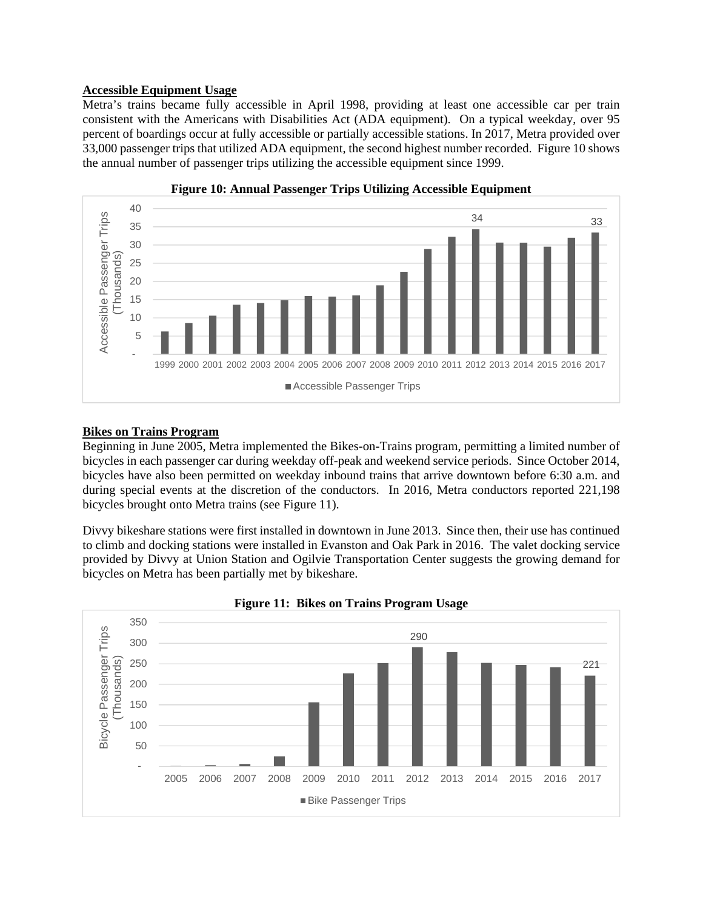**Accessible Equipment Usage**

Metra's trains became fully accessible in April 1998, providing at least one accessible car per train consistent with the Americans with Disabilities Act (ADA equipment). On a typical weekday, over 95 percent of boardings occur at fully accessible or partially accessible stations. In 2017, Metra provided over 33,000 passenger trips that utilized ADA equipment, the second highest number recorded. Figure 10 shows the annual number of passenger trips utilizing the accessible equipment since 1999.

**Figure 10: Annual Passenger Trips Utilizing Accessible Equipment**

**Bikes on Trains Program**

Beginning in June 2005, Metra implemented the Bikes-on-Trains program, permitting a limited number of bicycles in each passenger car during weekday off-peak and weekend service periods. Since October 2014, bicycles have also been permitted on weekday inbound trains that arrive downtown before 6:30 a.m. and during special events at the discretion of the conductors. In 2016, Metra conductors reported 221,198 bicycles brought onto Metra trains (see Figure 11).

Divvy bikeshare stations were first installed in downtown in June 2013. Since then, their use has continued to climb and docking stations were installed in Evanston and Oak Park in 2016. The valet docking service provided by Divvy at Union Station and Ogilvie Transportation Center suggests the growing demand for bicycles on Metra has been partially met by bikeshare.

**Figure 11: Bikes on Trains Program Usage**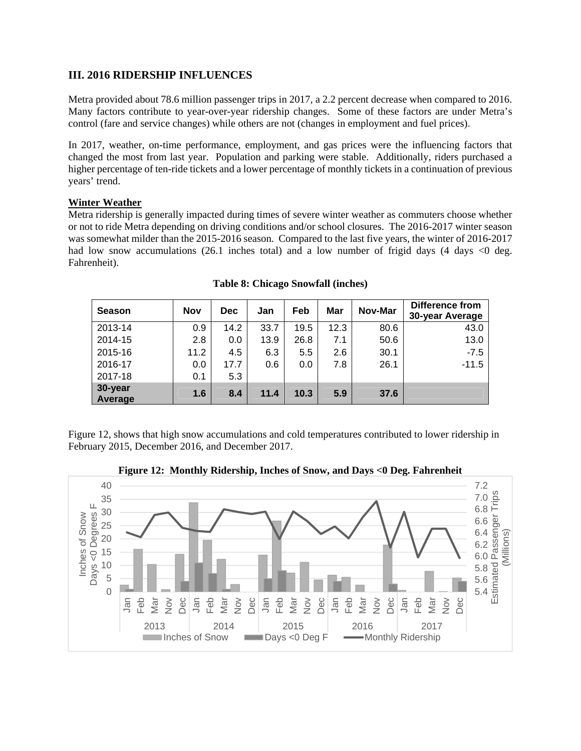## III. 2016 RIDERSHIP INFLUENCES

Metra provided about 78.6 million passenger trips in 2017, a 2.2 percent decrease when compared to 2016. Many factors contribute to year-over-year ridership changes. Some of these factors are under Metra's control (fare and service changes) while others are not (changes in employment and fuel prices).

In 2017, weather, on-time performance, employment, and gas prices were the influencing factors that changed the most from last year. Population and parking were stable. Additionally, riders purchased a higher percentage of ten-ride tickets and a lower percentage of monthly tickets in a continuation of previous years' trend.

**Winter Weather**

Metra ridership is generally impacted during times of severe winter weather as commuters choose whether or not to ride Metra depending on driving conditions and/or school closures. The 2016-2017 winter season was somewhat milder than the 2015-2016 season. Compared to the last five years, the winter of 2016-2017 had low snow accumulations (26.1 inches total) and a low number of frigid days (4 days <0 deg. Fahrenheit).

**Table 8: Chicago Snowfall (inches)**

| Season | Nov | Dec | Jan | Feb | Mar | Nov-Mar | Difference from 30-year Average |
|---|---|---|---|---|---|---|---|
| 2013-14 | 0.9 | 14.2 | 33.7 | 19.5 | 12.3 | 80.6 | 43.0 |
| 2014-15 | 2.8 | 0.0 | 13.9 | 26.8 | 7.1 | 50.6 | 13.0 |
| 2015-16 | 11.2 | 4.5 | 6.3 | 5.5 | 2.6 | 30.1 | -7.5 |
| 2016-17 | 0.0 | 17.7 | 0.6 | 0.0 | 7.8 | 26.1 | -11.5 |
| 2017-18 | 0.1 | 5.3 | | | | | |
| **30-year Average** | **1.6** | **8.4** | **11.4** | **10.3** | **5.9** | **37.6** | |

Figure 12, shows that high snow accumulations and cold temperatures contributed to lower ridership in February 2015, December 2016, and December 2017.

**Figure 12: Monthly Ridership, Inches of Snow, and Days <0 Deg. Fahrenheit**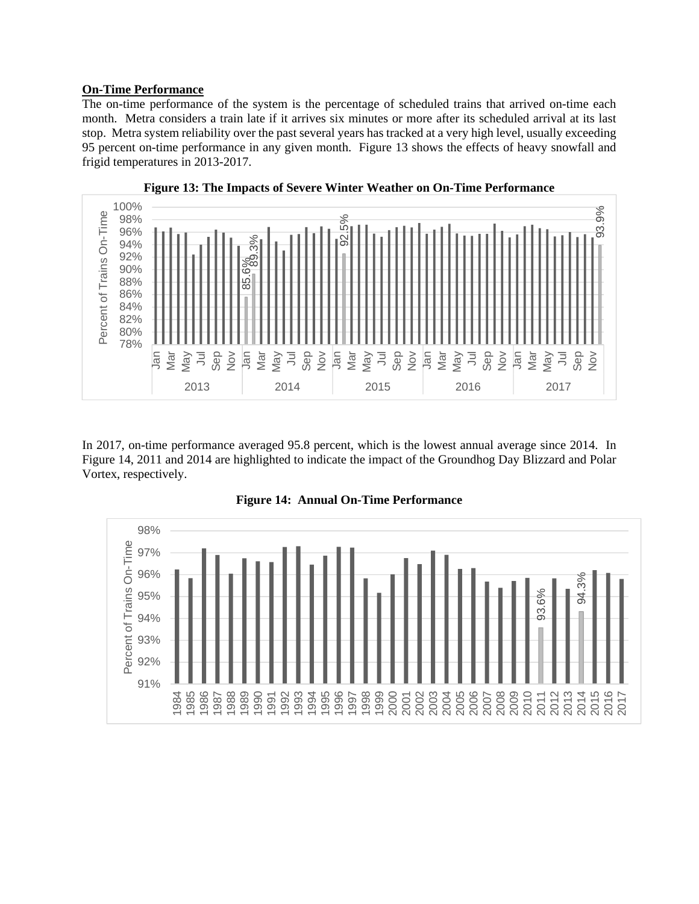**On-Time Performance**

The on-time performance of the system is the percentage of scheduled trains that arrived on-time each month. Metra considers a train late if it arrives six minutes or more after its scheduled arrival at its last stop. Metra system reliability over the past several years has tracked at a very high level, usually exceeding 95 percent on-time performance in any given month. Figure 13 shows the effects of heavy snowfall and frigid temperatures in 2013-2017.

**Figure 13: The Impacts of Severe Winter Weather on On-Time Performance**

In 2017, on-time performance averaged 95.8 percent, which is the lowest annual average since 2014. In Figure 14, 2011 and 2014 are highlighted to indicate the impact of the Groundhog Day Blizzard and Polar Vortex, respectively.

**Figure 14: Annual On-Time Performance**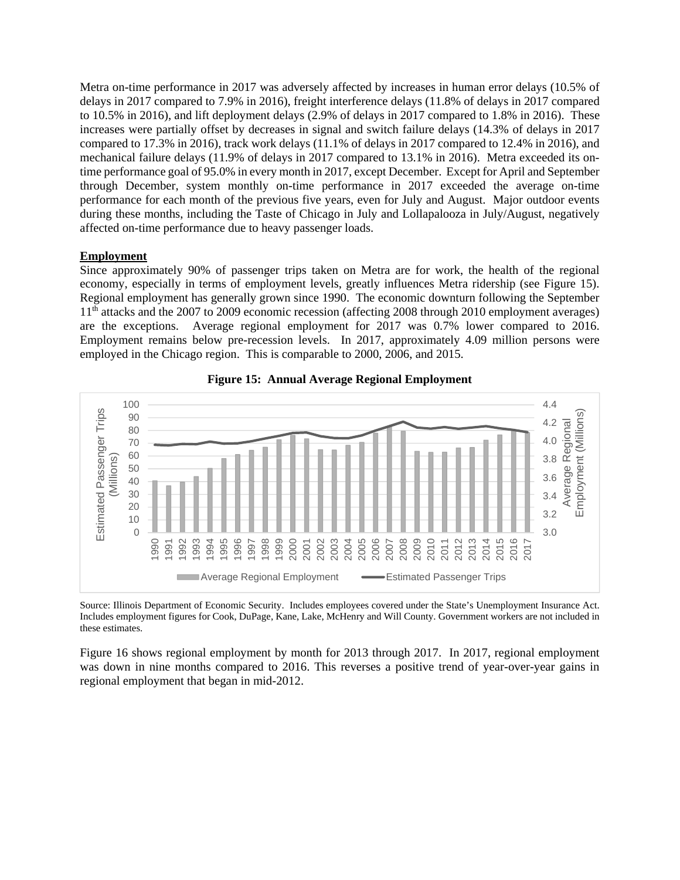Metra on-time performance in 2017 was adversely affected by increases in human error delays (10.5% of delays in 2017 compared to 7.9% in 2016), freight interference delays (11.8% of delays in 2017 compared to 10.5% in 2016), and lift deployment delays (2.9% of delays in 2017 compared to 1.8% in 2016). These increases were partially offset by decreases in signal and switch failure delays (14.3% of delays in 2017 compared to 17.3% in 2016), track work delays (11.1% of delays in 2017 compared to 12.4% in 2016), and mechanical failure delays (11.9% of delays in 2017 compared to 13.1% in 2016). Metra exceeded its on-time performance goal of 95.0% in every month in 2017, except December. Except for April and September through December, system monthly on-time performance in 2017 exceeded the average on-time performance for each month of the previous five years, even for July and August. Major outdoor events during these months, including the Taste of Chicago in July and Lollapalooza in July/August, negatively affected on-time performance due to heavy passenger loads.

**Employment**

Since approximately 90% of passenger trips taken on Metra are for work, the health of the regional economy, especially in terms of employment levels, greatly influences Metra ridership (see Figure 15). Regional employment has generally grown since 1990. The economic downturn following the September 11th attacks and the 2007 to 2009 economic recession (affecting 2008 through 2010 employment averages) are the exceptions. Average regional employment for 2017 was 0.7% lower compared to 2016. Employment remains below pre-recession levels. In 2017, approximately 4.09 million persons were employed in the Chicago region. This is comparable to 2000, 2006, and 2015.

**Figure 15: Annual Average Regional Employment**

Source: Illinois Department of Economic Security. Includes employees covered under the State's Unemployment Insurance Act. Includes employment figures for Cook, DuPage, Kane, Lake, McHenry and Will County. Government workers are not included in these estimates.

Figure 16 shows regional employment by month for 2013 through 2017. In 2017, regional employment was down in nine months compared to 2016. This reverses a positive trend of year-over-year gains in regional employment that began in mid-2012.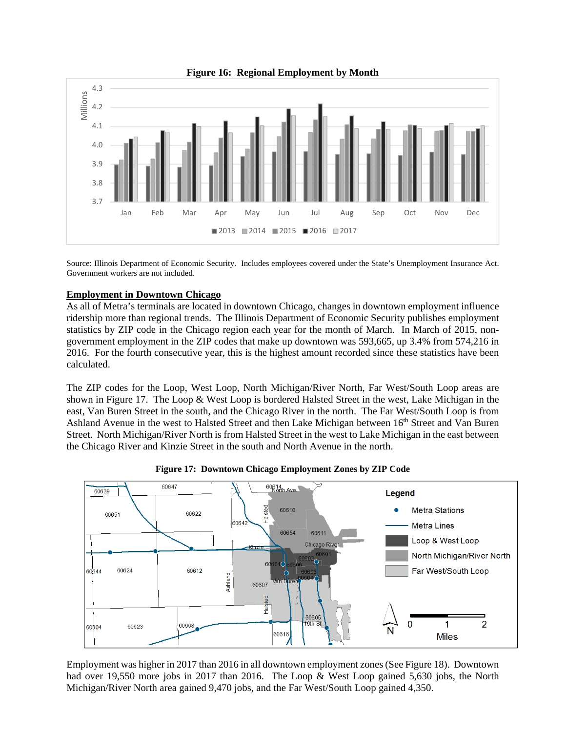**Figure 16: Regional Employment by Month**

Source: Illinois Department of Economic Security. Includes employees covered under the State's Unemployment Insurance Act. Government workers are not included.

**Employment in Downtown Chicago**

As all of Metra's terminals are located in downtown Chicago, changes in downtown employment influence ridership more than regional trends. The Illinois Department of Economic Security publishes employment statistics by ZIP code in the Chicago region each year for the month of March. In March of 2015, non-government employment in the ZIP codes that make up downtown was 593,665, up 3.4% from 574,216 in 2016. For the fourth consecutive year, this is the highest amount recorded since these statistics have been calculated.

The ZIP codes for the Loop, West Loop, North Michigan/River North, Far West/South Loop areas are shown in Figure 17. The Loop & West Loop is bordered Halsted Street in the west, Lake Michigan in the east, Van Buren Street in the south, and the Chicago River in the north. The Far West/South Loop is from Ashland Avenue in the west to Halsted Street and then Lake Michigan between 16th Street and Van Buren Street. North Michigan/River North is from Halsted Street in the west to Lake Michigan in the east between the Chicago River and Kinzie Street in the south and North Avenue in the north.

**Figure 17: Downtown Chicago Employment Zones by ZIP Code**

Employment was higher in 2017 than 2016 in all downtown employment zones (See Figure 18). Downtown had over 19,550 more jobs in 2017 than 2016. The Loop & West Loop gained 5,630 jobs, the North Michigan/River North area gained 9,470 jobs, and the Far West/South Loop gained 4,350.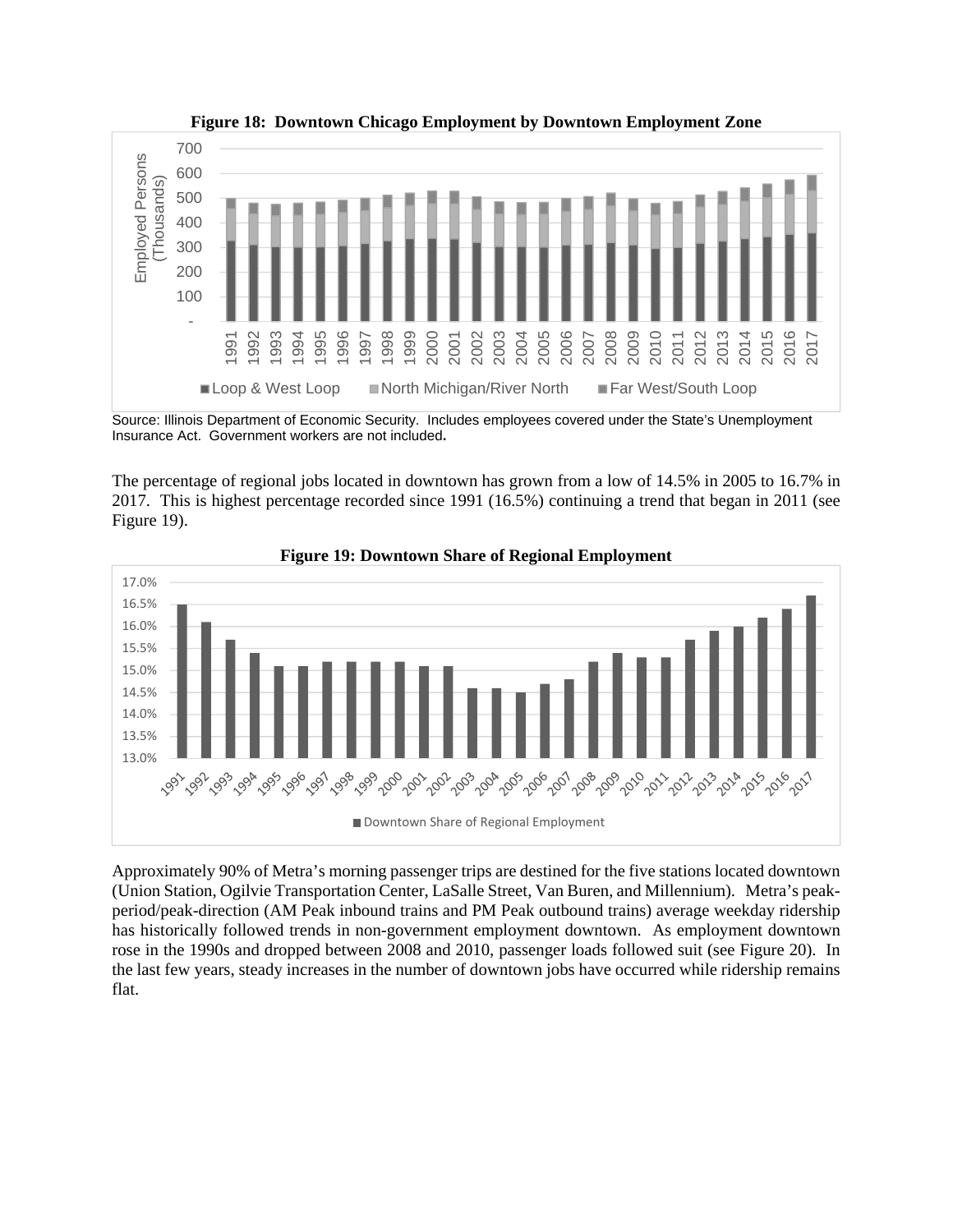**Figure 18: Downtown Chicago Employment by Downtown Employment Zone**

Source: Illinois Department of Economic Security. Includes employees covered under the State's Unemployment Insurance Act. Government workers are not included**.**

The percentage of regional jobs located in downtown has grown from a low of 14.5% in 2005 to 16.7% in 2017. This is highest percentage recorded since 1991 (16.5%) continuing a trend that began in 2011 (see Figure 19).

**Figure 19: Downtown Share of Regional Employment**

Approximately 90% of Metra's morning passenger trips are destined for the five stations located downtown (Union Station, Ogilvie Transportation Center, LaSalle Street, Van Buren, and Millennium). Metra's peak-period/peak-direction (AM Peak inbound trains and PM Peak outbound trains) average weekday ridership has historically followed trends in non-government employment downtown. As employment downtown rose in the 1990s and dropped between 2008 and 2010, passenger loads followed suit (see Figure 20). In the last few years, steady increases in the number of downtown jobs have occurred while ridership remains flat.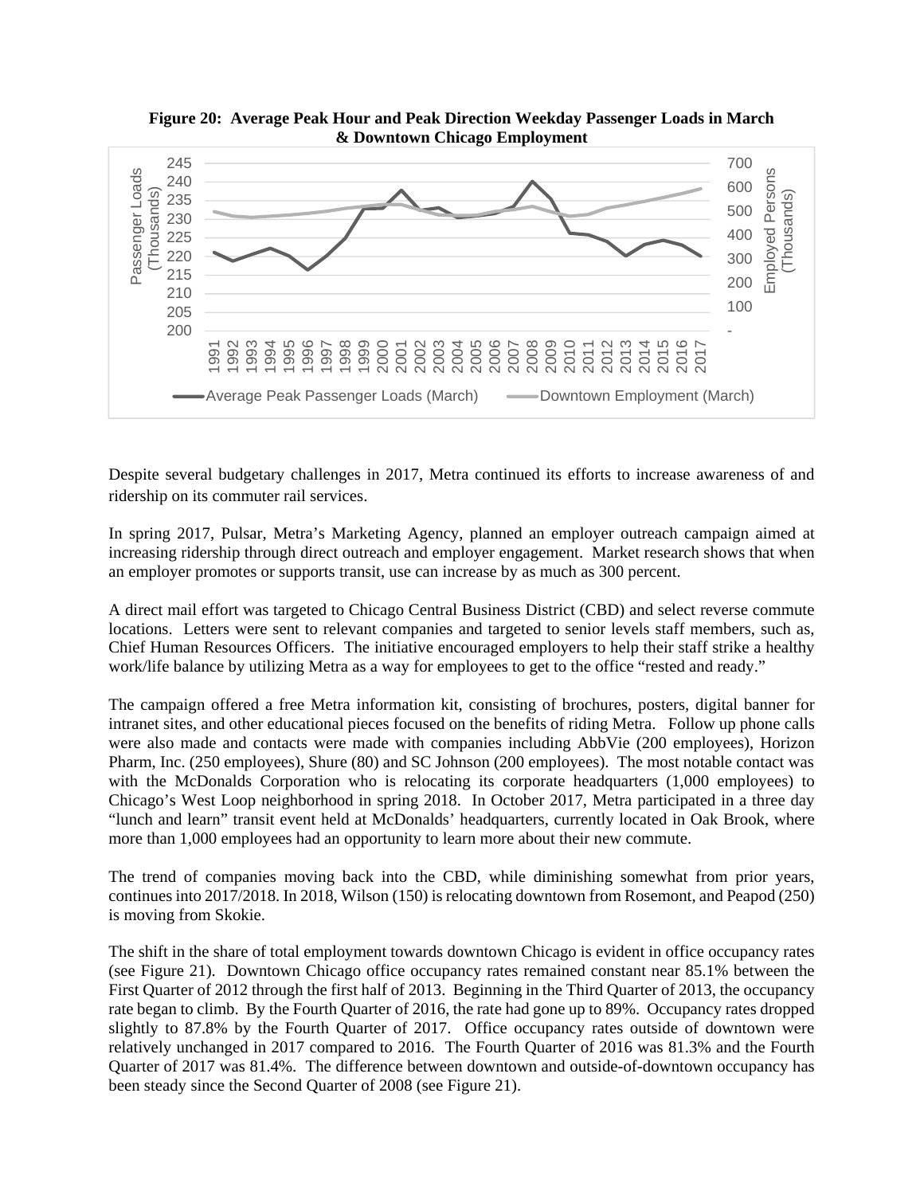**Figure 20: Average Peak Hour and Peak Direction Weekday Passenger Loads in March & Downtown Chicago Employment**

Despite several budgetary challenges in 2017, Metra continued its efforts to increase awareness of and ridership on its commuter rail services.

In spring 2017, Pulsar, Metra's Marketing Agency, planned an employer outreach campaign aimed at increasing ridership through direct outreach and employer engagement. Market research shows that when an employer promotes or supports transit, use can increase by as much as 300 percent.

A direct mail effort was targeted to Chicago Central Business District (CBD) and select reverse commute locations. Letters were sent to relevant companies and targeted to senior levels staff members, such as, Chief Human Resources Officers. The initiative encouraged employers to help their staff strike a healthy work/life balance by utilizing Metra as a way for employees to get to the office "rested and ready."

The campaign offered a free Metra information kit, consisting of brochures, posters, digital banner for intranet sites, and other educational pieces focused on the benefits of riding Metra. Follow up phone calls were also made and contacts were made with companies including AbbVie (200 employees), Horizon Pharm, Inc. (250 employees), Shure (80) and SC Johnson (200 employees). The most notable contact was with the McDonalds Corporation who is relocating its corporate headquarters (1,000 employees) to Chicago's West Loop neighborhood in spring 2018. In October 2017, Metra participated in a three day "lunch and learn" transit event held at McDonalds' headquarters, currently located in Oak Brook, where more than 1,000 employees had an opportunity to learn more about their new commute.

The trend of companies moving back into the CBD, while diminishing somewhat from prior years, continues into 2017/2018. In 2018, Wilson (150) is relocating downtown from Rosemont, and Peapod (250) is moving from Skokie.

The shift in the share of total employment towards downtown Chicago is evident in office occupancy rates (see Figure 21). Downtown Chicago office occupancy rates remained constant near 85.1% between the First Quarter of 2012 through the first half of 2013. Beginning in the Third Quarter of 2013, the occupancy rate began to climb. By the Fourth Quarter of 2016, the rate had gone up to 89%. Occupancy rates dropped slightly to 87.8% by the Fourth Quarter of 2017. Office occupancy rates outside of downtown were relatively unchanged in 2017 compared to 2016. The Fourth Quarter of 2016 was 81.3% and the Fourth Quarter of 2017 was 81.4%. The difference between downtown and outside-of-downtown occupancy has been steady since the Second Quarter of 2008 (see Figure 21).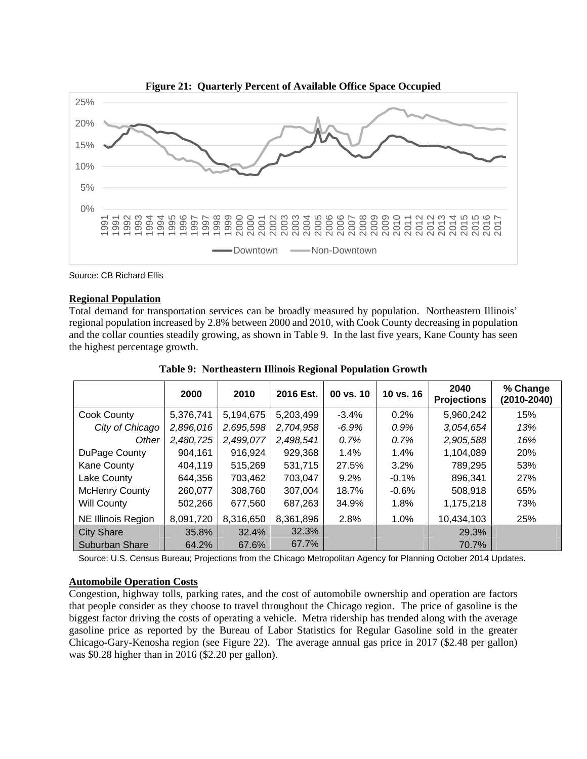**Figure 21: Quarterly Percent of Available Office Space Occupied**

Source: CB Richard Ellis

**Regional Population**

Total demand for transportation services can be broadly measured by population. Northeastern Illinois' regional population increased by 2.8% between 2000 and 2010, with Cook County decreasing in population and the collar counties steadily growing, as shown in Table 9. In the last five years, Kane County has seen the highest percentage growth.

**Table 9: Northeastern Illinois Regional Population Growth**

| | 2000 | 2010 | 2016 Est. | 00 vs. 10 | 10 vs. 16 | 2040 Projections | % Change (2010-2040) |
|---|---|---|---|---|---|---|---|
| Cook County | 5,376,741 | 5,194,675 | 5,203,499 | -3.4% | 0.2% | 5,960,242 | 15% |
| *City of Chicago* | *2,896,016* | *2,695,598* | *2,704,958* | *-6.9%* | *0.9%* | *3,054,654* | *13%* |
| *Other* | *2,480,725* | *2,499,077* | *2,498,541* | *0.7%* | *0.7%* | *2,905,588* | *16%* |
| DuPage County | 904,161 | 916,924 | 929,368 | 1.4% | 1.4% | 1,104,089 | 20% |
| Kane County | 404,119 | 515,269 | 531,715 | 27.5% | 3.2% | 789,295 | 53% |
| Lake County | 644,356 | 703,462 | 703,047 | 9.2% | -0.1% | 896,341 | 27% |
| McHenry County | 260,077 | 308,760 | 307,004 | 18.7% | -0.6% | 508,918 | 65% |
| Will County | 502,266 | 677,560 | 687,263 | 34.9% | 1.8% | 1,175,218 | 73% |
| NE Illinois Region | 8,091,720 | 8,316,650 | 8,361,896 | 2.8% | 1.0% | 10,434,103 | 25% |
| City Share | 35.8% | 32.4% | 32.3% | | | 29.3% | |
| Suburban Share | 64.2% | 67.6% | 67.7% | | | 70.7% | |

Source: U.S. Census Bureau; Projections from the Chicago Metropolitan Agency for Planning October 2014 Updates.

**Automobile Operation Costs**

Congestion, highway tolls, parking rates, and the cost of automobile ownership and operation are factors that people consider as they choose to travel throughout the Chicago region. The price of gasoline is the biggest factor driving the costs of operating a vehicle. Metra ridership has trended along with the average gasoline price as reported by the Bureau of Labor Statistics for Regular Gasoline sold in the greater Chicago-Gary-Kenosha region (see Figure 22). The average annual gas price in 2017 ($2.48 per gallon) was $0.28 higher than in 2016 ($2.20 per gallon).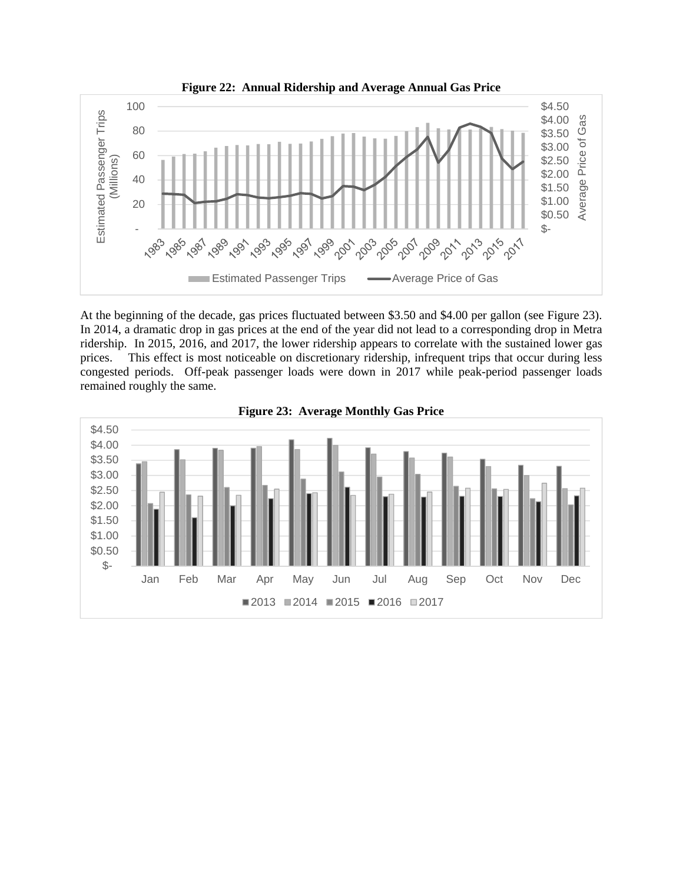**Figure 22: Annual Ridership and Average Annual Gas Price**

**Figure 23: Average Monthly Gas Price**

At the beginning of the decade, gas prices fluctuated between $3.50 and $4.00 per gallon (see Figure 23). In 2014, a dramatic drop in gas prices at the end of the year did not lead to a corresponding drop in Metra ridership. In 2015, 2016, and 2017, the lower ridership appears to correlate with the sustained lower gas prices. This effect is most noticeable on discretionary ridership, infrequent trips that occur during less congested periods. Off-peak passenger loads were down in 2017 while peak-period passenger loads remained roughly the same.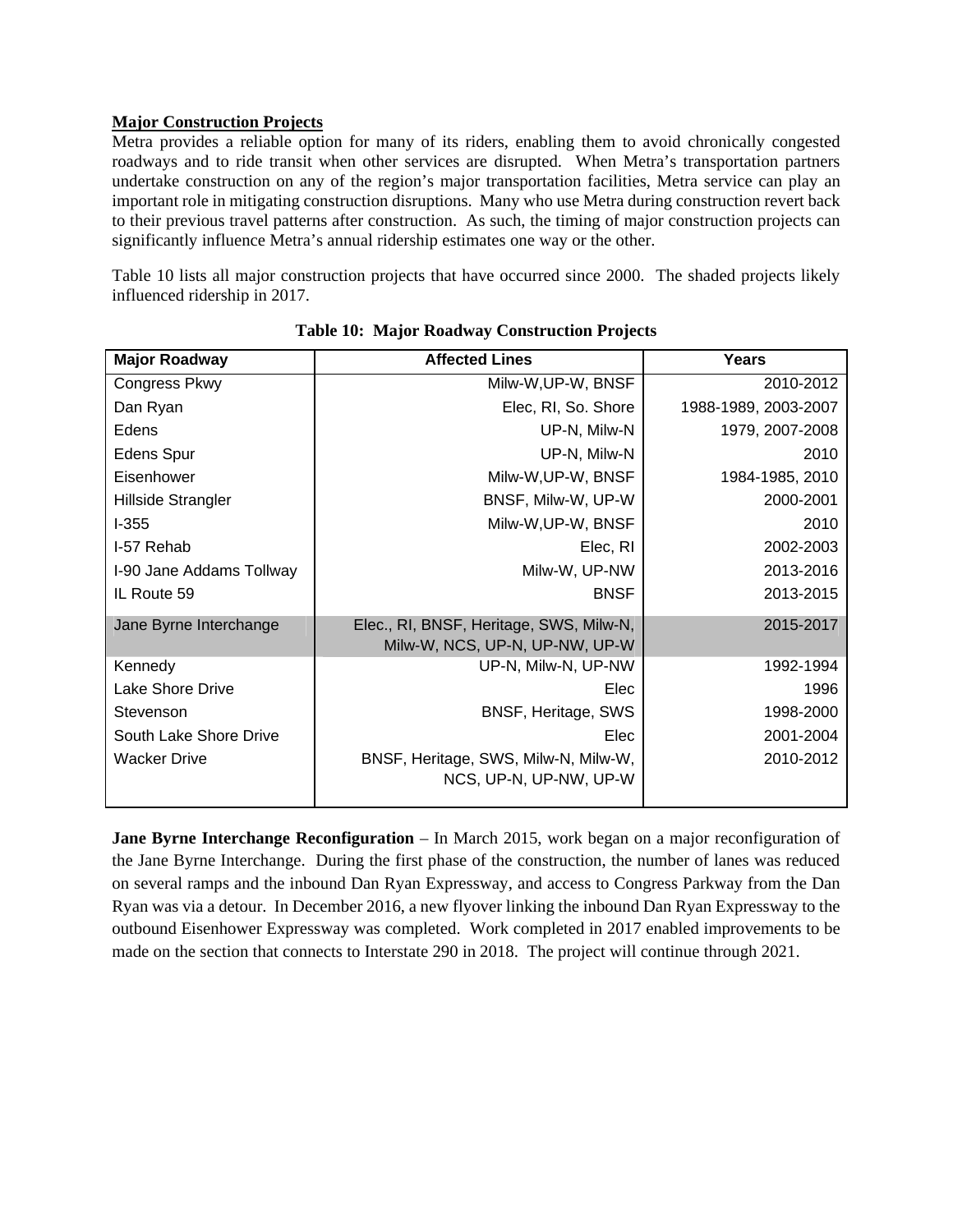**Major Construction Projects**

Metra provides a reliable option for many of its riders, enabling them to avoid chronically congested roadways and to ride transit when other services are disrupted. When Metra's transportation partners undertake construction on any of the region's major transportation facilities, Metra service can play an important role in mitigating construction disruptions. Many who use Metra during construction revert back to their previous travel patterns after construction. As such, the timing of major construction projects can significantly influence Metra's annual ridership estimates one way or the other.

Table 10 lists all major construction projects that have occurred since 2000. The shaded projects likely influenced ridership in 2017.

**Table 10: Major Roadway Construction Projects**

| Major Roadway | Affected Lines | Years |
|---|---|---|
| Congress Pkwy | Milw-W,UP-W, BNSF | 2010-2012 |
| Dan Ryan | Elec, RI, So. Shore | 1988-1989, 2003-2007 |
| Edens | UP-N, Milw-N | 1979, 2007-2008 |
| Edens Spur | UP-N, Milw-N | 2010 |
| Eisenhower | Milw-W,UP-W, BNSF | 1984-1985, 2010 |
| Hillside Strangler | BNSF, Milw-W, UP-W | 2000-2001 |
| I-355 | Milw-W,UP-W, BNSF | 2010 |
| I-57 Rehab | Elec, RI | 2002-2003 |
| I-90 Jane Addams Tollway | Milw-W, UP-NW | 2013-2016 |
| IL Route 59 | BNSF | 2013-2015 |
| Jane Byrne Interchange | Elec., RI, BNSF, Heritage, SWS, Milw-N, Milw-W, NCS, UP-N, UP-NW, UP-W | 2015-2017 |
| Kennedy | UP-N, Milw-N, UP-NW | 1992-1994 |
| Lake Shore Drive | Elec | 1996 |
| Stevenson | BNSF, Heritage, SWS | 1998-2000 |
| South Lake Shore Drive | Elec | 2001-2004 |
| Wacker Drive | BNSF, Heritage, SWS, Milw-N, Milw-W, NCS, UP-N, UP-NW, UP-W | 2010-2012 |

**Jane Byrne Interchange Reconfiguration** – In March 2015, work began on a major reconfiguration of the Jane Byrne Interchange. During the first phase of the construction, the number of lanes was reduced on several ramps and the inbound Dan Ryan Expressway, and access to Congress Parkway from the Dan Ryan was via a detour. In December 2016, a new flyover linking the inbound Dan Ryan Expressway to the outbound Eisenhower Expressway was completed. Work completed in 2017 enabled improvements to be made on the section that connects to Interstate 290 in 2018. The project will continue through 2021.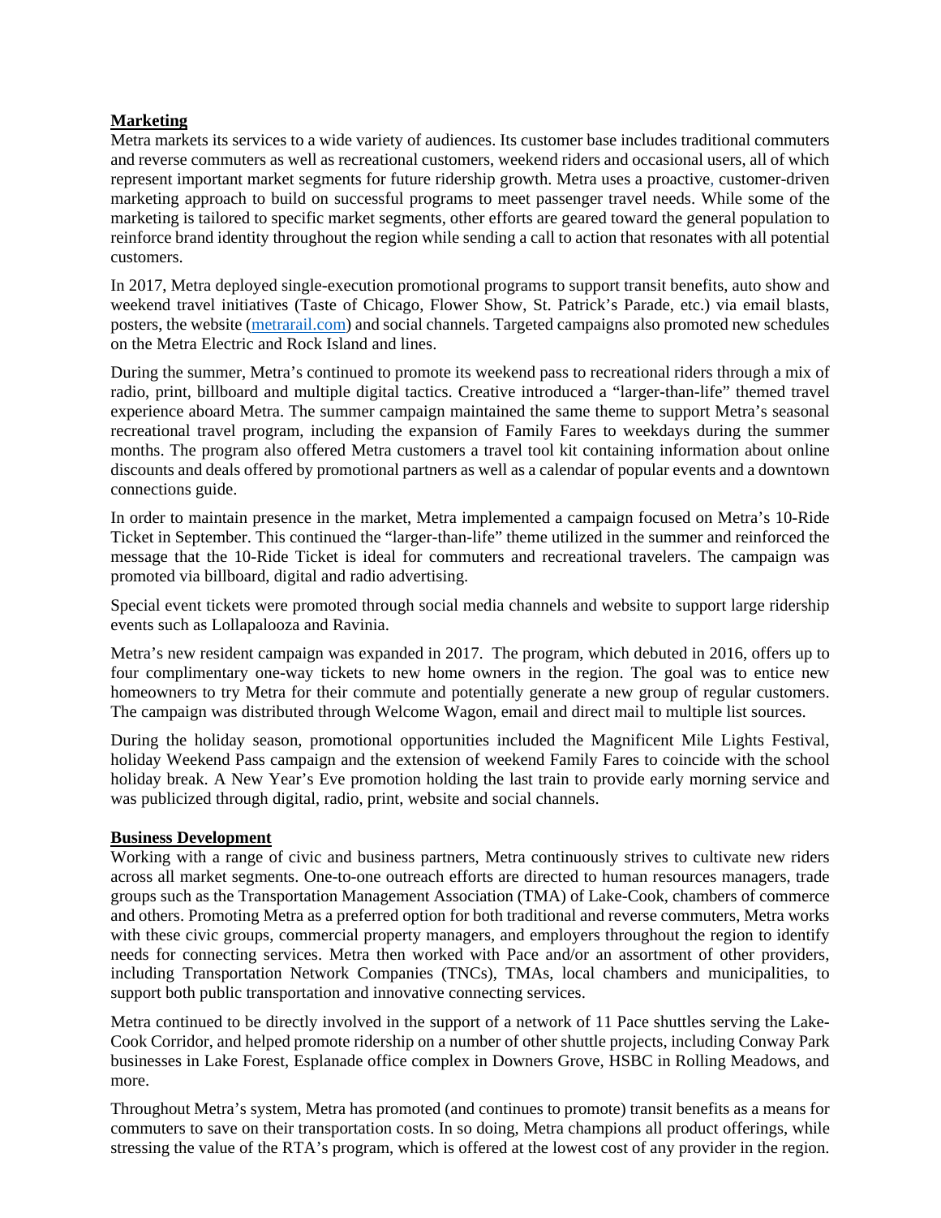**Marketing**

Metra markets its services to a wide variety of audiences. Its customer base includes traditional commuters and reverse commuters as well as recreational customers, weekend riders and occasional users, all of which represent important market segments for future ridership growth. Metra uses a proactive, customer-driven marketing approach to build on successful programs to meet passenger travel needs. While some of the marketing is tailored to specific market segments, other efforts are geared toward the general population to reinforce brand identity throughout the region while sending a call to action that resonates with all potential customers.

In 2017, Metra deployed single-execution promotional programs to support transit benefits, auto show and weekend travel initiatives (Taste of Chicago, Flower Show, St. Patrick's Parade, etc.) via email blasts, posters, the website (metrarail.com) and social channels. Targeted campaigns also promoted new schedules on the Metra Electric and Rock Island and lines.

During the summer, Metra's continued to promote its weekend pass to recreational riders through a mix of radio, print, billboard and multiple digital tactics. Creative introduced a "larger-than-life" themed travel experience aboard Metra. The summer campaign maintained the same theme to support Metra's seasonal recreational travel program, including the expansion of Family Fares to weekdays during the summer months. The program also offered Metra customers a travel tool kit containing information about online discounts and deals offered by promotional partners as well as a calendar of popular events and a downtown connections guide.

In order to maintain presence in the market, Metra implemented a campaign focused on Metra's 10-Ride Ticket in September. This continued the "larger-than-life" theme utilized in the summer and reinforced the message that the 10-Ride Ticket is ideal for commuters and recreational travelers. The campaign was promoted via billboard, digital and radio advertising.

Special event tickets were promoted through social media channels and website to support large ridership events such as Lollapalooza and Ravinia.

Metra's new resident campaign was expanded in 2017. The program, which debuted in 2016, offers up to four complimentary one-way tickets to new home owners in the region. The goal was to entice new homeowners to try Metra for their commute and potentially generate a new group of regular customers. The campaign was distributed through Welcome Wagon, email and direct mail to multiple list sources.

During the holiday season, promotional opportunities included the Magnificent Mile Lights Festival, holiday Weekend Pass campaign and the extension of weekend Family Fares to coincide with the school holiday break. A New Year's Eve promotion holding the last train to provide early morning service and was publicized through digital, radio, print, website and social channels.

**Business Development**

Working with a range of civic and business partners, Metra continuously strives to cultivate new riders across all market segments. One-to-one outreach efforts are directed to human resources managers, trade groups such as the Transportation Management Association (TMA) of Lake-Cook, chambers of commerce and others. Promoting Metra as a preferred option for both traditional and reverse commuters, Metra works with these civic groups, commercial property managers, and employers throughout the region to identify needs for connecting services. Metra then worked with Pace and/or an assortment of other providers, including Transportation Network Companies (TNCs), TMAs, local chambers and municipalities, to support both public transportation and innovative connecting services.

Metra continued to be directly involved in the support of a network of 11 Pace shuttles serving the Lake-Cook Corridor, and helped promote ridership on a number of other shuttle projects, including Conway Park businesses in Lake Forest, Esplanade office complex in Downers Grove, HSBC in Rolling Meadows, and more.

Throughout Metra's system, Metra has promoted (and continues to promote) transit benefits as a means for commuters to save on their transportation costs. In so doing, Metra champions all product offerings, while stressing the value of the RTA's program, which is offered at the lowest cost of any provider in the region.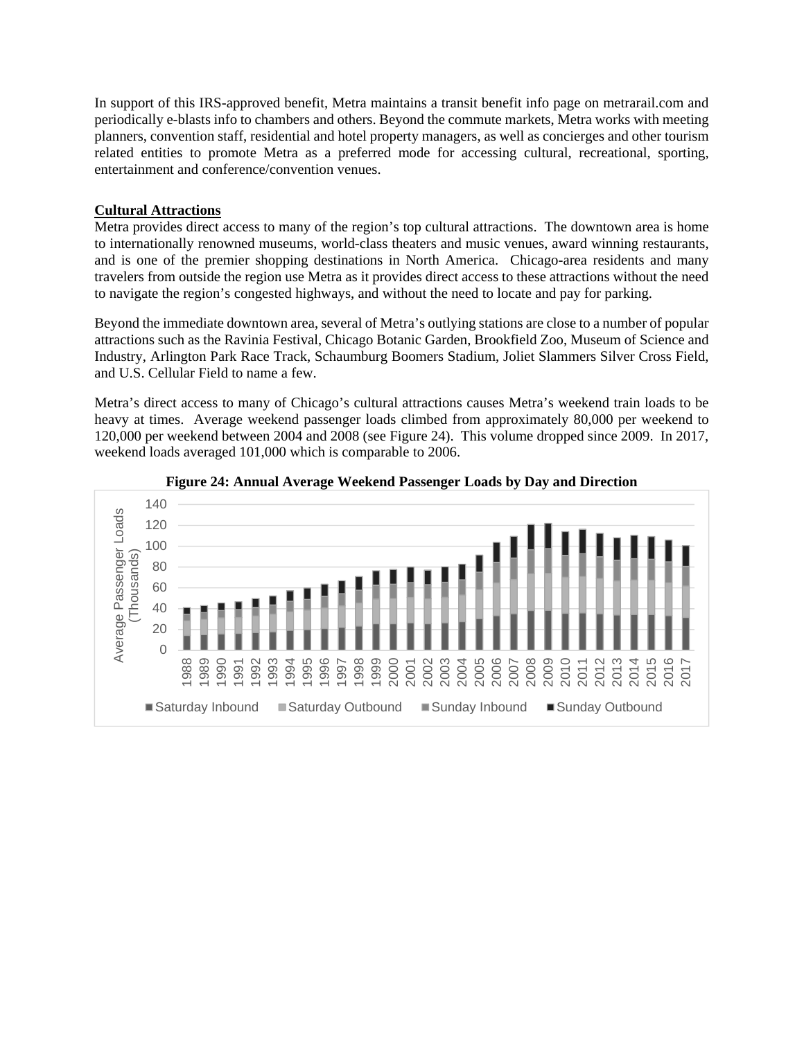In support of this IRS-approved benefit, Metra maintains a transit benefit info page on metrarail.com and periodically e-blasts info to chambers and others. Beyond the commute markets, Metra works with meeting planners, convention staff, residential and hotel property managers, as well as concierges and other tourism related entities to promote Metra as a preferred mode for accessing cultural, recreational, sporting, entertainment and conference/convention venues.

**Cultural Attractions**

Metra provides direct access to many of the region's top cultural attractions. The downtown area is home to internationally renowned museums, world-class theaters and music venues, award winning restaurants, and is one of the premier shopping destinations in North America. Chicago-area residents and many travelers from outside the region use Metra as it provides direct access to these attractions without the need to navigate the region's congested highways, and without the need to locate and pay for parking.

Beyond the immediate downtown area, several of Metra's outlying stations are close to a number of popular attractions such as the Ravinia Festival, Chicago Botanic Garden, Brookfield Zoo, Museum of Science and Industry, Arlington Park Race Track, Schaumburg Boomers Stadium, Joliet Slammers Silver Cross Field, and U.S. Cellular Field to name a few.

Metra's direct access to many of Chicago's cultural attractions causes Metra's weekend train loads to be heavy at times. Average weekend passenger loads climbed from approximately 80,000 per weekend to 120,000 per weekend between 2004 and 2008 (see Figure 24). This volume dropped since 2009. In 2017, weekend loads averaged 101,000 which is comparable to 2006.

**Figure 24: Annual Average Weekend Passenger Loads by Day and Direction**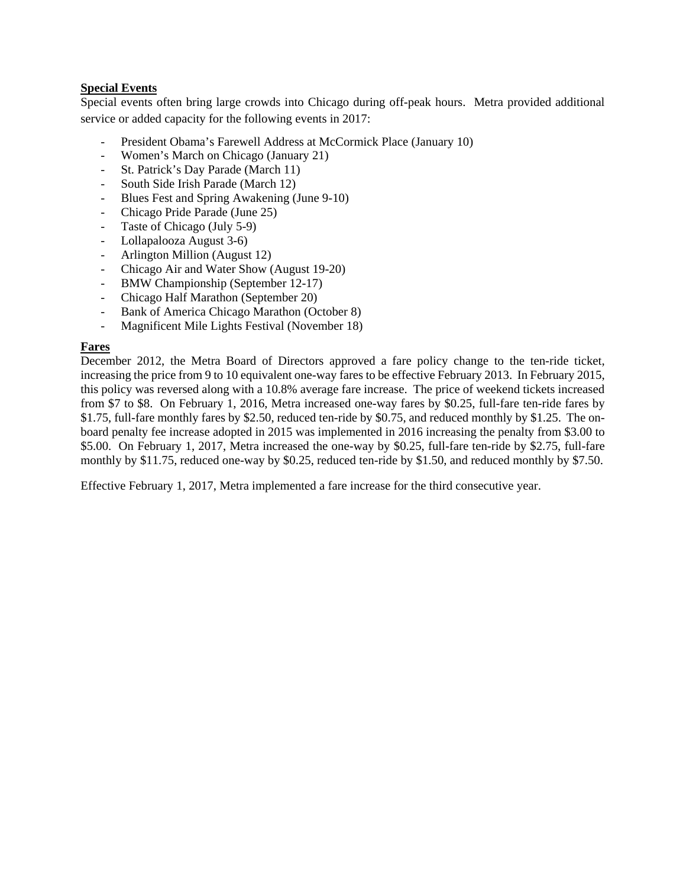**Special Events**

Special events often bring large crowds into Chicago during off-peak hours. Metra provided additional service or added capacity for the following events in 2017:

- President Obama's Farewell Address at McCormick Place (January 10)
- Women's March on Chicago (January 21)
- St. Patrick's Day Parade (March 11)
- South Side Irish Parade (March 12)
- Blues Fest and Spring Awakening (June 9-10)
- Chicago Pride Parade (June 25)
- Taste of Chicago (July 5-9)
- Lollapalooza August 3-6)
- Arlington Million (August 12)
- Chicago Air and Water Show (August 19-20)
- BMW Championship (September 12-17)
- Chicago Half Marathon (September 20)
- Bank of America Chicago Marathon (October 8)
- Magnificent Mile Lights Festival (November 18)

**Fares**

December 2012, the Metra Board of Directors approved a fare policy change to the ten-ride ticket, increasing the price from 9 to 10 equivalent one-way fares to be effective February 2013. In February 2015, this policy was reversed along with a 10.8% average fare increase. The price of weekend tickets increased from $7 to $8. On February 1, 2016, Metra increased one-way fares by $0.25, full-fare ten-ride fares by $1.75, full-fare monthly fares by $2.50, reduced ten-ride by $0.75, and reduced monthly by $1.25. The on-board penalty fee increase adopted in 2015 was implemented in 2016 increasing the penalty from $3.00 to $5.00. On February 1, 2017, Metra increased the one-way by $0.25, full-fare ten-ride by $2.75, full-fare monthly by $11.75, reduced one-way by $0.25, reduced ten-ride by $1.50, and reduced monthly by $7.50.

Effective February 1, 2017, Metra implemented a fare increase for the third consecutive year.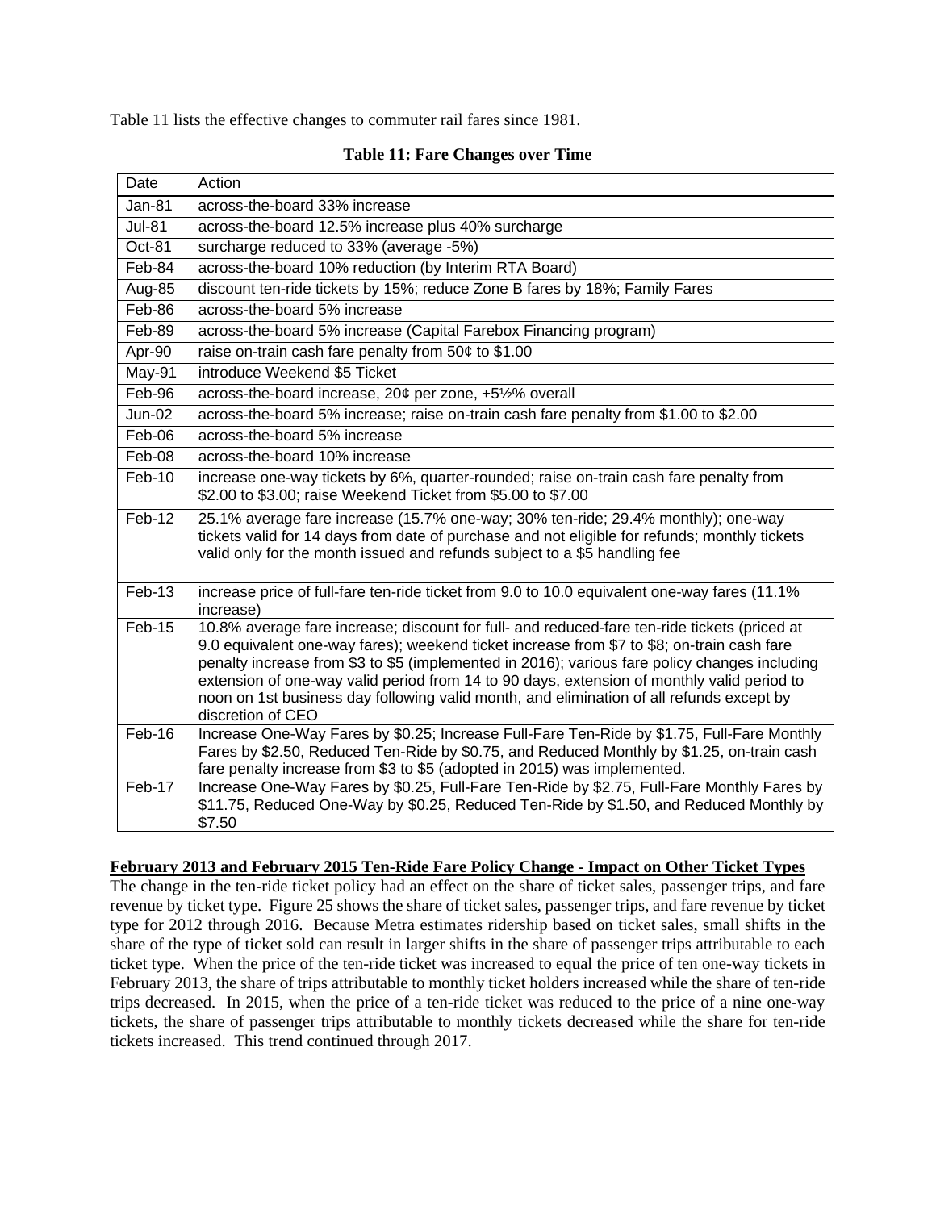Table 11 lists the effective changes to commuter rail fares since 1981.

**Table 11: Fare Changes over Time**

| Date | Action |
|---|---|
| Jan-81 | across-the-board 33% increase |
| Jul-81 | across-the-board 12.5% increase plus 40% surcharge |
| Oct-81 | surcharge reduced to 33% (average -5%) |
| Feb-84 | across-the-board 10% reduction (by Interim RTA Board) |
| Aug-85 | discount ten-ride tickets by 15%; reduce Zone B fares by 18%; Family Fares |
| Feb-86 | across-the-board 5% increase |
| Feb-89 | across-the-board 5% increase (Capital Farebox Financing program) |
| Apr-90 | raise on-train cash fare penalty from 50¢ to $1.00 |
| May-91 | introduce Weekend $5 Ticket |
| Feb-96 | across-the-board increase, 20¢ per zone, +5½% overall |
| Jun-02 | across-the-board 5% increase; raise on-train cash fare penalty from $1.00 to $2.00 |
| Feb-06 | across-the-board 5% increase |
| Feb-08 | across-the-board 10% increase |
| Feb-10 | increase one-way tickets by 6%, quarter-rounded; raise on-train cash fare penalty from $2.00 to $3.00; raise Weekend Ticket from $5.00 to $7.00 |
| Feb-12 | 25.1% average fare increase (15.7% one-way; 30% ten-ride; 29.4% monthly); one-way tickets valid for 14 days from date of purchase and not eligible for refunds; monthly tickets valid only for the month issued and refunds subject to a $5 handling fee |
| Feb-13 | increase price of full-fare ten-ride ticket from 9.0 to 10.0 equivalent one-way fares (11.1% increase) |
| Feb-15 | 10.8% average fare increase; discount for full- and reduced-fare ten-ride tickets (priced at 9.0 equivalent one-way fares); weekend ticket increase from $7 to $8; on-train cash fare penalty increase from $3 to $5 (implemented in 2016); various fare policy changes including extension of one-way valid period from 14 to 90 days, extension of monthly valid period to noon on 1st business day following valid month, and elimination of all refunds except by discretion of CEO |
| Feb-16 | Increase One-Way Fares by $0.25; Increase Full-Fare Ten-Ride by $1.75, Full-Fare Monthly Fares by $2.50, Reduced Ten-Ride by $0.75, and Reduced Monthly by $1.25, on-train cash fare penalty increase from $3 to $5 (adopted in 2015) was implemented. |
| Feb-17 | Increase One-Way Fares by $0.25, Full-Fare Ten-Ride by $2.75, Full-Fare Monthly Fares by $11.75, Reduced One-Way by $0.25, Reduced Ten-Ride by $1.50, and Reduced Monthly by $7.50 |

**February 2013 and February 2015 Ten-Ride Fare Policy Change - Impact on Other Ticket Types**

The change in the ten-ride ticket policy had an effect on the share of ticket sales, passenger trips, and fare revenue by ticket type. Figure 25 shows the share of ticket sales, passenger trips, and fare revenue by ticket type for 2012 through 2016. Because Metra estimates ridership based on ticket sales, small shifts in the share of the type of ticket sold can result in larger shifts in the share of passenger trips attributable to each ticket type. When the price of the ten-ride ticket was increased to equal the price of ten one-way tickets in February 2013, the share of trips attributable to monthly ticket holders increased while the share of ten-ride trips decreased. In 2015, when the price of a ten-ride ticket was reduced to the price of a nine one-way tickets, the share of passenger trips attributable to monthly tickets decreased while the share for ten-ride tickets increased. This trend continued through 2017.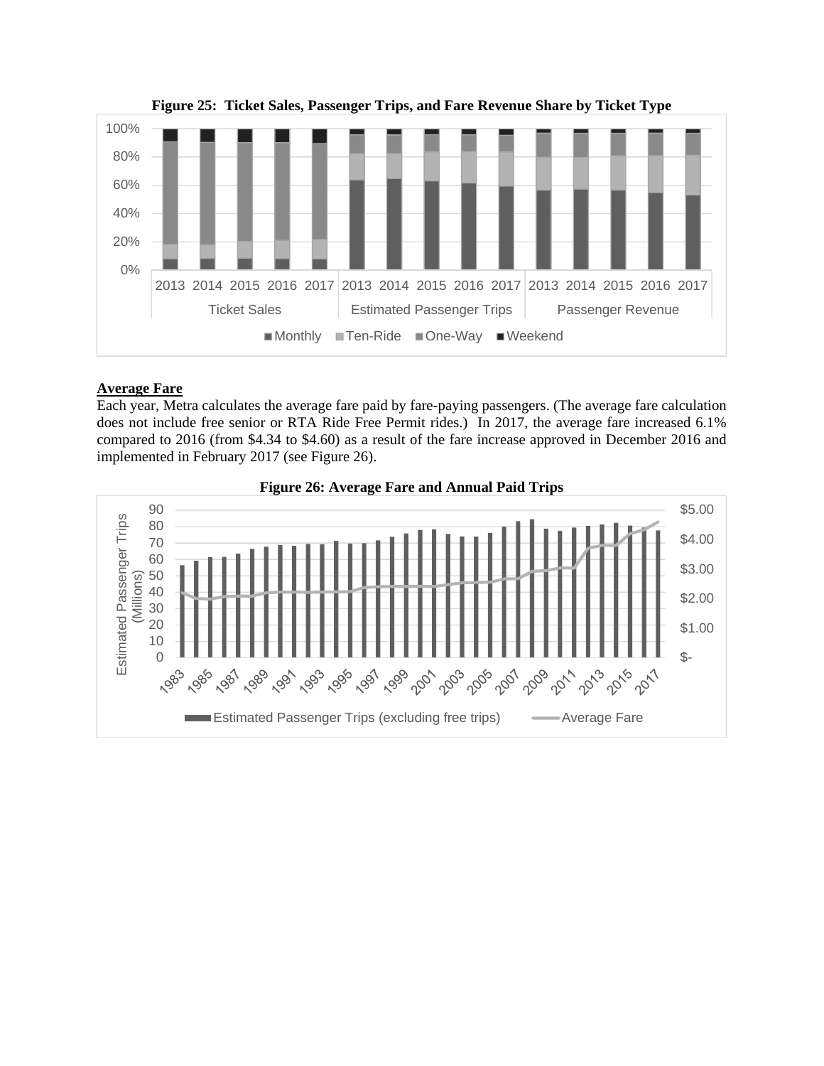**Figure 25: Ticket Sales, Passenger Trips, and Fare Revenue Share by Ticket Type**

**Average Fare**

Each year, Metra calculates the average fare paid by fare-paying passengers. (The average fare calculation does not include free senior or RTA Ride Free Permit rides.) In 2017, the average fare increased 6.1% compared to 2016 (from $4.34 to $4.60) as a result of the fare increase approved in December 2016 and implemented in February 2017 (see Figure 26).

**Figure 26: Average Fare and Annual Paid Trips**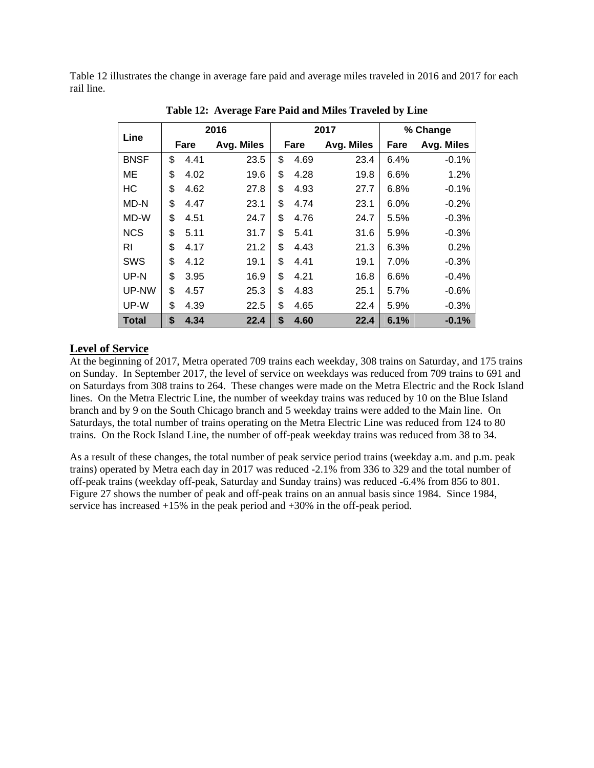Table 12 illustrates the change in average fare paid and average miles traveled in 2016 and 2017 for each rail line.

**Table 12: Average Fare Paid and Miles Traveled by Line**

| Line | 2016 | | 2017 | | % Change | |
|---|---|---|---|---|---|---|
| | Fare | Avg. Miles | Fare | Avg. Miles | Fare | Avg. Miles |
| BNSF | $ 4.41 | 23.5 | $ 4.69 | 23.4 | 6.4% | -0.1% |
| ME | $ 4.02 | 19.6 | $ 4.28 | 19.8 | 6.6% | 1.2% |
| HC | $ 4.62 | 27.8 | $ 4.93 | 27.7 | 6.8% | -0.1% |
| MD-N | $ 4.47 | 23.1 | $ 4.74 | 23.1 | 6.0% | -0.2% |
| MD-W | $ 4.51 | 24.7 | $ 4.76 | 24.7 | 5.5% | -0.3% |
| NCS | $ 5.11 | 31.7 | $ 5.41 | 31.6 | 5.9% | -0.3% |
| RI | $ 4.17 | 21.2 | $ 4.43 | 21.3 | 6.3% | 0.2% |
| SWS | $ 4.12 | 19.1 | $ 4.41 | 19.1 | 7.0% | -0.3% |
| UP-N | $ 3.95 | 16.9 | $ 4.21 | 16.8 | 6.6% | -0.4% |
| UP-NW | $ 4.57 | 25.3 | $ 4.83 | 25.1 | 5.7% | -0.6% |
| UP-W | $ 4.39 | 22.5 | $ 4.65 | 22.4 | 5.9% | -0.3% |
| **Total** | **$ 4.34** | **22.4** | **$ 4.60** | **22.4** | **6.1%** | **-0.1%** |

## Level of Service

At the beginning of 2017, Metra operated 709 trains each weekday, 308 trains on Saturday, and 175 trains on Sunday. In September 2017, the level of service on weekdays was reduced from 709 trains to 691 and on Saturdays from 308 trains to 264. These changes were made on the Metra Electric and the Rock Island lines. On the Metra Electric Line, the number of weekday trains was reduced by 10 on the Blue Island branch and by 9 on the South Chicago branch and 5 weekday trains were added to the Main line. On Saturdays, the total number of trains operating on the Metra Electric Line was reduced from 124 to 80 trains. On the Rock Island Line, the number of off-peak weekday trains was reduced from 38 to 34.

As a result of these changes, the total number of peak service period trains (weekday a.m. and p.m. peak trains) operated by Metra each day in 2017 was reduced -2.1% from 336 to 329 and the total number of off-peak trains (weekday off-peak, Saturday and Sunday trains) was reduced -6.4% from 856 to 801. Figure 27 shows the number of peak and off-peak trains on an annual basis since 1984. Since 1984, service has increased +15% in the peak period and +30% in the off-peak period.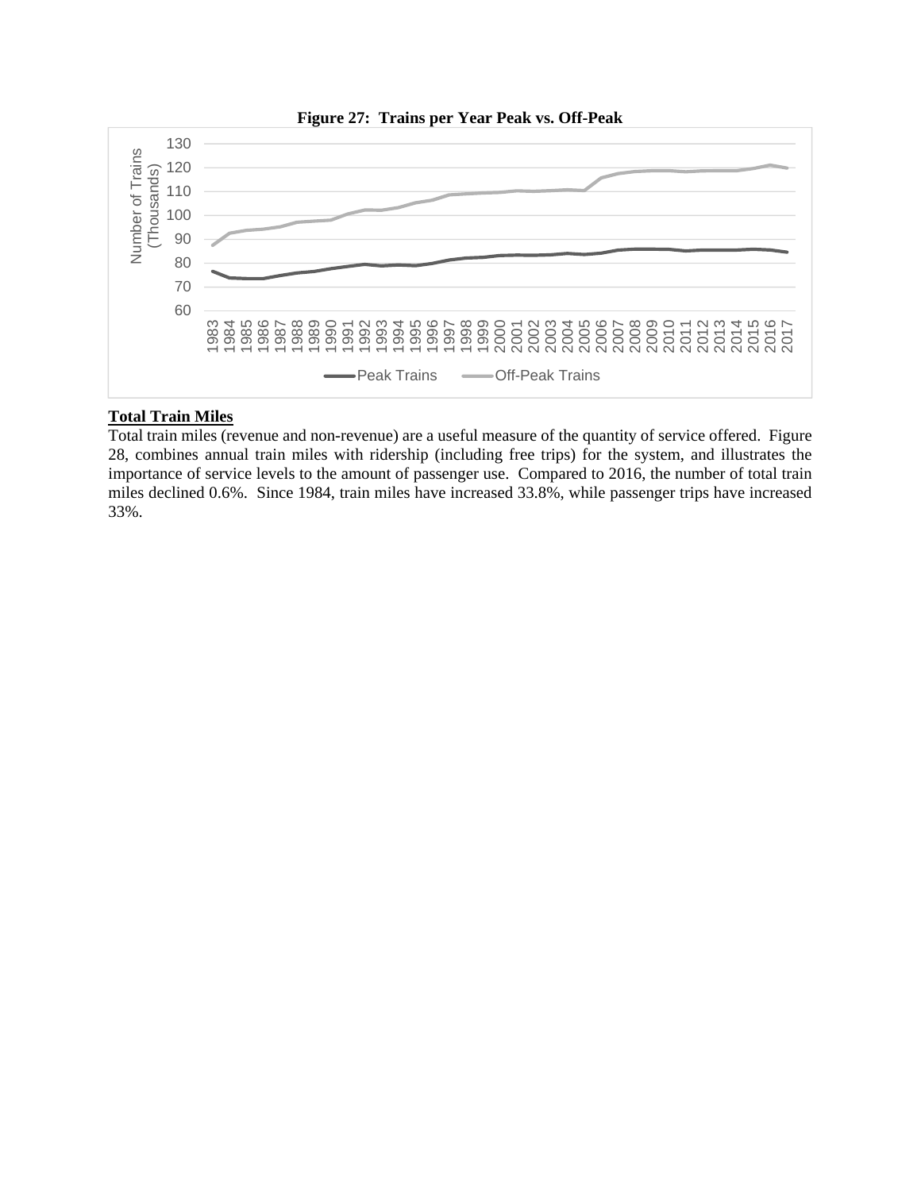**Figure 27: Trains per Year Peak vs. Off-Peak**

**Total Train Miles**

Total train miles (revenue and non-revenue) are a useful measure of the quantity of service offered. Figure 28, combines annual train miles with ridership (including free trips) for the system, and illustrates the importance of service levels to the amount of passenger use. Compared to 2016, the number of total train miles declined 0.6%. Since 1984, train miles have increased 33.8%, while passenger trips have increased 33%.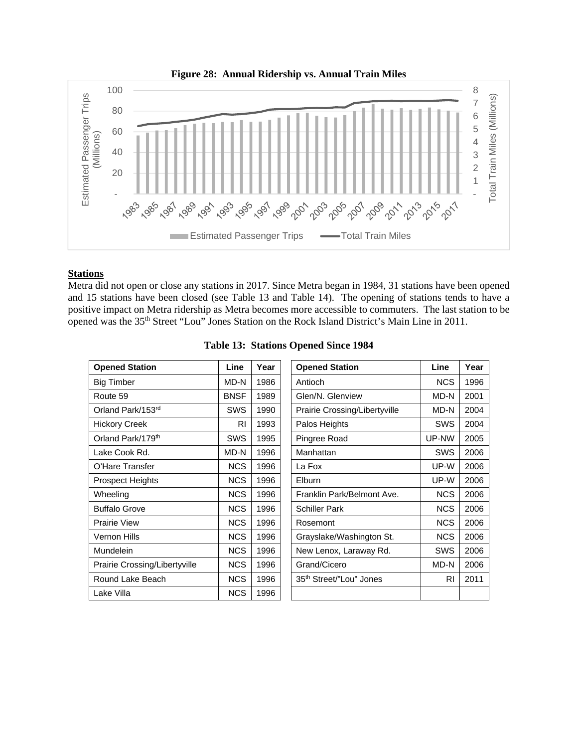**Figure 28: Annual Ridership vs. Annual Train Miles**

## Stations

Metra did not open or close any stations in 2017. Since Metra began in 1984, 31 stations have been opened and 15 stations have been closed (see Table 13 and Table 14). The opening of stations tends to have a positive impact on Metra ridership as Metra becomes more accessible to commuters. The last station to be opened was the 35th Street “Lou” Jones Station on the Rock Island District’s Main Line in 2011.

**Table 13: Stations Opened Since 1984**

| Opened Station | Line | Year | Opened Station | Line | Year |
|---|---|---|---|---|---|
| Big Timber | MD-N | 1986 | Antioch | NCS | 1996 |
| Route 59 | BNSF | 1989 | Glen/N. Glenview | MD-N | 2001 |
| Orland Park/153rd | SWS | 1990 | Prairie Crossing/Libertyville | MD-N | 2004 |
| Hickory Creek | RI | 1993 | Palos Heights | SWS | 2004 |
| Orland Park/179th | SWS | 1995 | Pingree Road | UP-NW | 2005 |
| Lake Cook Rd. | MD-N | 1996 | Manhattan | SWS | 2006 |
| O’Hare Transfer | NCS | 1996 | La Fox | UP-W | 2006 |
| Prospect Heights | NCS | 1996 | Elburn | UP-W | 2006 |
| Wheeling | NCS | 1996 | Franklin Park/Belmont Ave. | NCS | 2006 |
| Buffalo Grove | NCS | 1996 | Schiller Park | NCS | 2006 |
| Prairie View | NCS | 1996 | Rosemont | NCS | 2006 |
| Vernon Hills | NCS | 1996 | Grayslake/Washington St. | NCS | 2006 |
| Mundelein | NCS | 1996 | New Lenox, Laraway Rd. | SWS | 2006 |
| Prairie Crossing/Libertyville | NCS | 1996 | Grand/Cicero | MD-N | 2006 |
| Round Lake Beach | NCS | 1996 | 35th Street/”Lou” Jones | RI | 2011 |
| Lake Villa | NCS | 1996 | | | |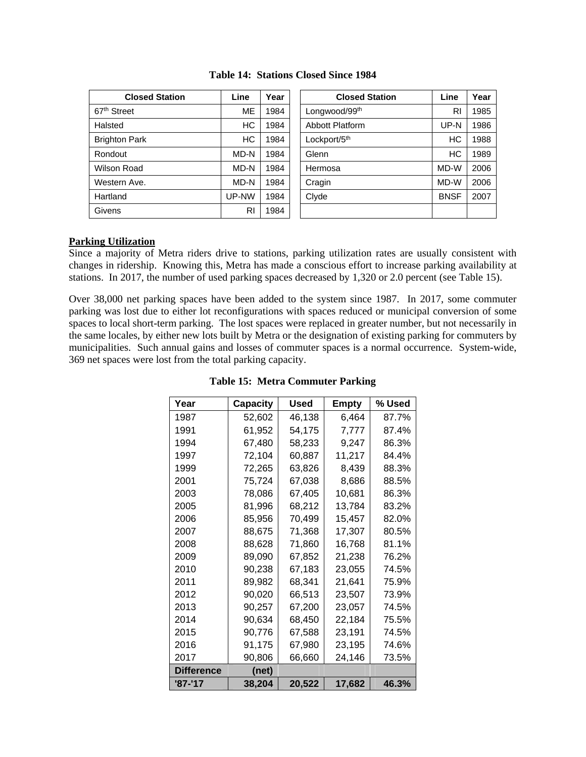**Table 14: Stations Closed Since 1984**

| Closed Station | Line | Year | Closed Station | Line | Year |
|---|---|---|---|---|---|
| 67th Street | ME | 1984 | Longwood/99th | RI | 1985 |
| Halsted | HC | 1984 | Abbott Platform | UP-N | 1986 |
| Brighton Park | HC | 1984 | Lockport/5th | HC | 1988 |
| Rondout | MD-N | 1984 | Glenn | HC | 1989 |
| Wilson Road | MD-N | 1984 | Hermosa | MD-W | 2006 |
| Western Ave. | MD-N | 1984 | Cragin | MD-W | 2006 |
| Hartland | UP-NW | 1984 | Clyde | BNSF | 2007 |
| Givens | RI | 1984 | | | |

**Parking Utilization**

Since a majority of Metra riders drive to stations, parking utilization rates are usually consistent with changes in ridership. Knowing this, Metra has made a conscious effort to increase parking availability at stations. In 2017, the number of used parking spaces decreased by 1,320 or 2.0 percent (see Table 15).

Over 38,000 net parking spaces have been added to the system since 1987. In 2017, some commuter parking was lost due to either lot reconfigurations with spaces reduced or municipal conversion of some spaces to local short-term parking. The lost spaces were replaced in greater number, but not necessarily in the same locales, by either new lots built by Metra or the designation of existing parking for commuters by municipalities. Such annual gains and losses of commuter spaces is a normal occurrence. System-wide, 369 net spaces were lost from the total parking capacity.

**Table 15: Metra Commuter Parking**

| Year | Capacity | Used | Empty | % Used |
|---|---|---|---|---|
| 1987 | 52,602 | 46,138 | 6,464 | 87.7% |
| 1991 | 61,952 | 54,175 | 7,777 | 87.4% |
| 1994 | 67,480 | 58,233 | 9,247 | 86.3% |
| 1997 | 72,104 | 60,887 | 11,217 | 84.4% |
| 1999 | 72,265 | 63,826 | 8,439 | 88.3% |
| 2001 | 75,724 | 67,038 | 8,686 | 88.5% |
| 2003 | 78,086 | 67,405 | 10,681 | 86.3% |
| 2005 | 81,996 | 68,212 | 13,784 | 83.2% |
| 2006 | 85,956 | 70,499 | 15,457 | 82.0% |
| 2007 | 88,675 | 71,368 | 17,307 | 80.5% |
| 2008 | 88,628 | 71,860 | 16,768 | 81.1% |
| 2009 | 89,090 | 67,852 | 21,238 | 76.2% |
| 2010 | 90,238 | 67,183 | 23,055 | 74.5% |
| 2011 | 89,982 | 68,341 | 21,641 | 75.9% |
| 2012 | 90,020 | 66,513 | 23,507 | 73.9% |
| 2013 | 90,257 | 67,200 | 23,057 | 74.5% |
| 2014 | 90,634 | 68,450 | 22,184 | 75.5% |
| 2015 | 90,776 | 67,588 | 23,191 | 74.5% |
| 2016 | 91,175 | 67,980 | 23,195 | 74.6% |
| 2017 | 90,806 | 66,660 | 24,146 | 73.5% |
| **Difference** | **(net)** | | | |
| **'87-'17** | **38,204** | **20,522** | **17,682** | **46.3%** |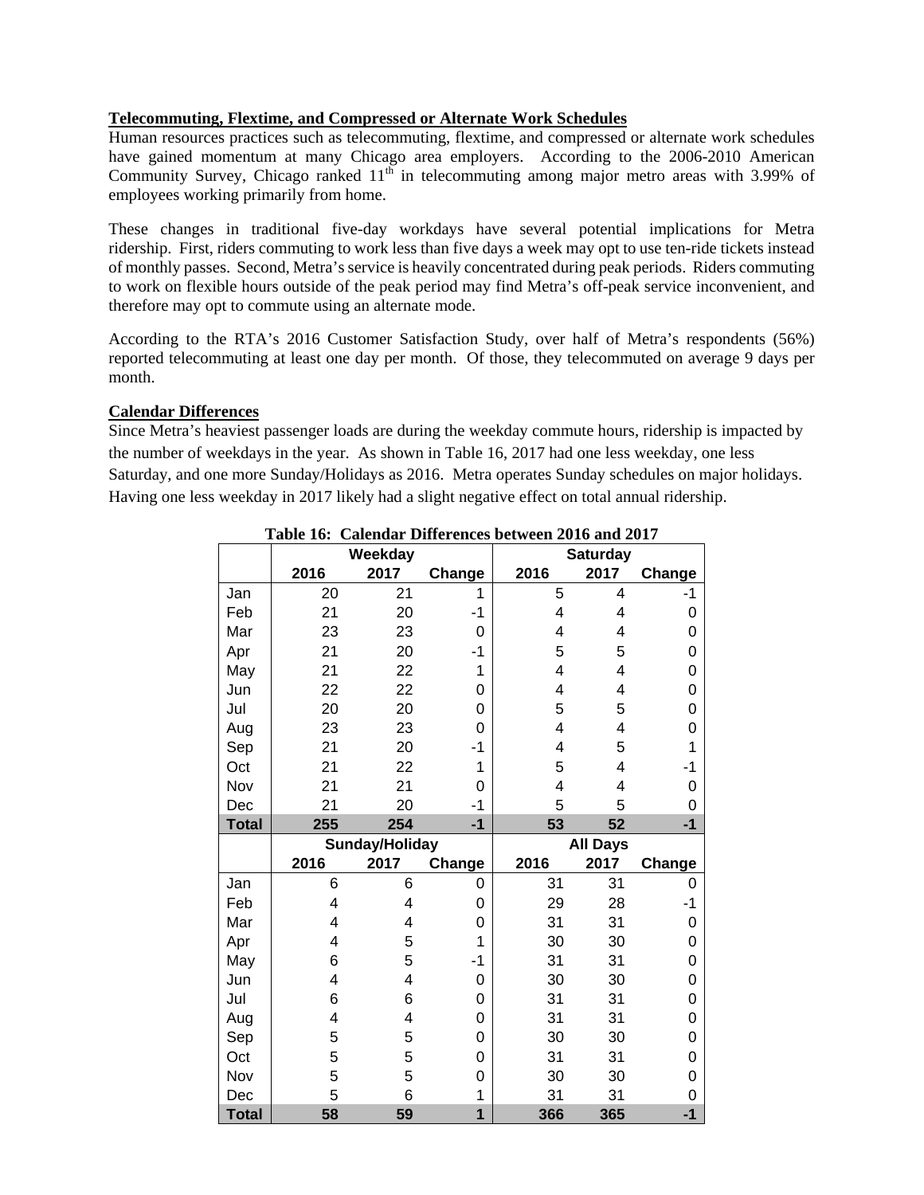**Telecommuting, Flextime, and Compressed or Alternate Work Schedules**

Human resources practices such as telecommuting, flextime, and compressed or alternate work schedules have gained momentum at many Chicago area employers. According to the 2006-2010 American Community Survey, Chicago ranked 11th in telecommuting among major metro areas with 3.99% of employees working primarily from home.

These changes in traditional five-day workdays have several potential implications for Metra ridership. First, riders commuting to work less than five days a week may opt to use ten-ride tickets instead of monthly passes. Second, Metra's service is heavily concentrated during peak periods. Riders commuting to work on flexible hours outside of the peak period may find Metra's off-peak service inconvenient, and therefore may opt to commute using an alternate mode.

According to the RTA's 2016 Customer Satisfaction Study, over half of Metra's respondents (56%) reported telecommuting at least one day per month. Of those, they telecommuted on average 9 days per month.

**Calendar Differences**

Since Metra's heaviest passenger loads are during the weekday commute hours, ridership is impacted by the number of weekdays in the year. As shown in Table 16, 2017 had one less weekday, one less Saturday, and one more Sunday/Holidays as 2016. Metra operates Sunday schedules on major holidays. Having one less weekday in 2017 likely had a slight negative effect on total annual ridership.

**Table 16: Calendar Differences between 2016 and 2017**

| | Weekday | | | Saturday | | |
|---|---|---|---|---|---|---|
| | **2016** | **2017** | **Change** | **2016** | **2017** | **Change** |
| Jan | 20 | 21 | 1 | 5 | 4 | -1 |
| Feb | 21 | 20 | -1 | 4 | 4 | 0 |
| Mar | 23 | 23 | 0 | 4 | 4 | 0 |
| Apr | 21 | 20 | -1 | 5 | 5 | 0 |
| May | 21 | 22 | 1 | 4 | 4 | 0 |
| Jun | 22 | 22 | 0 | 4 | 4 | 0 |
| Jul | 20 | 20 | 0 | 5 | 5 | 0 |
| Aug | 23 | 23 | 0 | 4 | 4 | 0 |
| Sep | 21 | 20 | -1 | 4 | 5 | 1 |
| Oct | 21 | 22 | 1 | 5 | 4 | -1 |
| Nov | 21 | 21 | 0 | 4 | 4 | 0 |
| Dec | 21 | 20 | -1 | 5 | 5 | 0 |
| **Total** | **255** | **254** | **-1** | **53** | **52** | **-1** |
| | **Sunday/Holiday** | | | **All Days** | | |
| | **2016** | **2017** | **Change** | **2016** | **2017** | **Change** |
| Jan | 6 | 6 | 0 | 31 | 31 | 0 |
| Feb | 4 | 4 | 0 | 29 | 28 | -1 |
| Mar | 4 | 4 | 0 | 31 | 31 | 0 |
| Apr | 4 | 5 | 1 | 30 | 30 | 0 |
| May | 6 | 5 | -1 | 31 | 31 | 0 |
| Jun | 4 | 4 | 0 | 30 | 30 | 0 |
| Jul | 6 | 6 | 0 | 31 | 31 | 0 |
| Aug | 4 | 4 | 0 | 31 | 31 | 0 |
| Sep | 5 | 5 | 0 | 30 | 30 | 0 |
| Oct | 5 | 5 | 0 | 31 | 31 | 0 |
| Nov | 5 | 5 | 0 | 30 | 30 | 0 |
| Dec | 5 | 6 | 1 | 31 | 31 | 0 |
| **Total** | **58** | **59** | **1** | **366** | **365** | **-1** |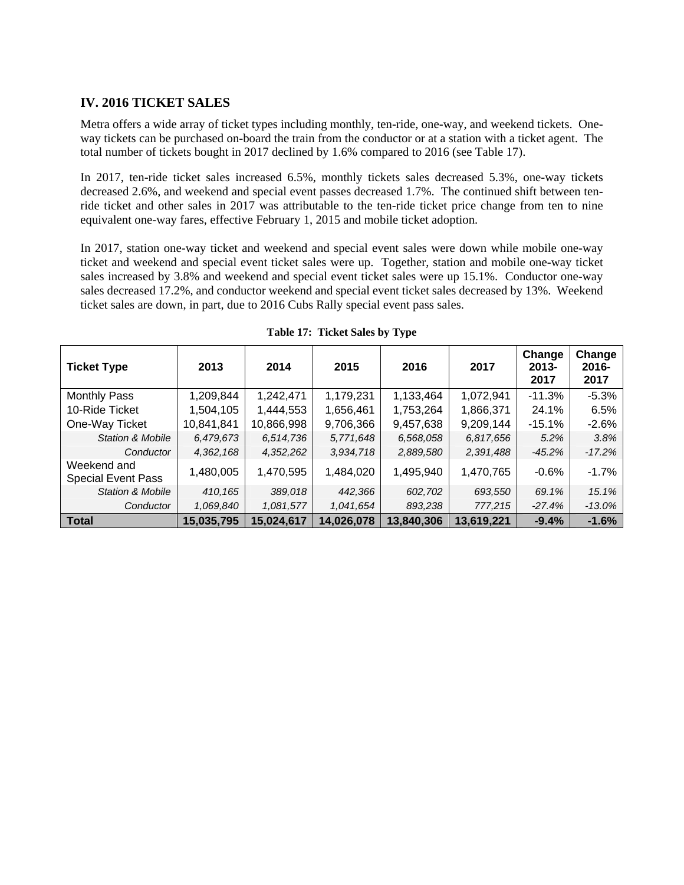## IV. 2016 TICKET SALES

Metra offers a wide array of ticket types including monthly, ten-ride, one-way, and weekend tickets. One-way tickets can be purchased on-board the train from the conductor or at a station with a ticket agent. The total number of tickets bought in 2017 declined by 1.6% compared to 2016 (see Table 17).

In 2017, ten-ride ticket sales increased 6.5%, monthly tickets sales decreased 5.3%, one-way tickets decreased 2.6%, and weekend and special event passes decreased 1.7%. The continued shift between ten-ride ticket and other sales in 2017 was attributable to the ten-ride ticket price change from ten to nine equivalent one-way fares, effective February 1, 2015 and mobile ticket adoption.

In 2017, station one-way ticket and weekend and special event sales were down while mobile one-way ticket and weekend and special event ticket sales were up. Together, station and mobile one-way ticket sales increased by 3.8% and weekend and special event ticket sales were up 15.1%. Conductor one-way sales decreased 17.2%, and conductor weekend and special event ticket sales decreased by 13%. Weekend ticket sales are down, in part, due to 2016 Cubs Rally special event pass sales.

**Table 17: Ticket Sales by Type**

| Ticket Type | 2013 | 2014 | 2015 | 2016 | 2017 | Change 2013-2017 | Change 2016-2017 |
|---|---|---|---|---|---|---|---|
| Monthly Pass | 1,209,844 | 1,242,471 | 1,179,231 | 1,133,464 | 1,072,941 | -11.3% | -5.3% |
| 10-Ride Ticket | 1,504,105 | 1,444,553 | 1,656,461 | 1,753,264 | 1,866,371 | 24.1% | 6.5% |
| One-Way Ticket | 10,841,841 | 10,866,998 | 9,706,366 | 9,457,638 | 9,209,144 | -15.1% | -2.6% |
| *Station & Mobile* | *6,479,673* | *6,514,736* | *5,771,648* | *6,568,058* | *6,817,656* | *5.2%* | *3.8%* |
| *Conductor* | *4,362,168* | *4,352,262* | *3,934,718* | *2,889,580* | *2,391,488* | *-45.2%* | *-17.2%* |
| Weekend and Special Event Pass | 1,480,005 | 1,470,595 | 1,484,020 | 1,495,940 | 1,470,765 | -0.6% | -1.7% |
| *Station & Mobile* | *410,165* | *389,018* | *442,366* | *602,702* | *693,550* | *69.1%* | *15.1%* |
| *Conductor* | *1,069,840* | *1,081,577* | *1,041,654* | *893,238* | *777,215* | *-27.4%* | *-13.0%* |
| **Total** | **15,035,795** | **15,024,617** | **14,026,078** | **13,840,306** | **13,619,221** | **-9.4%** | **-1.6%** |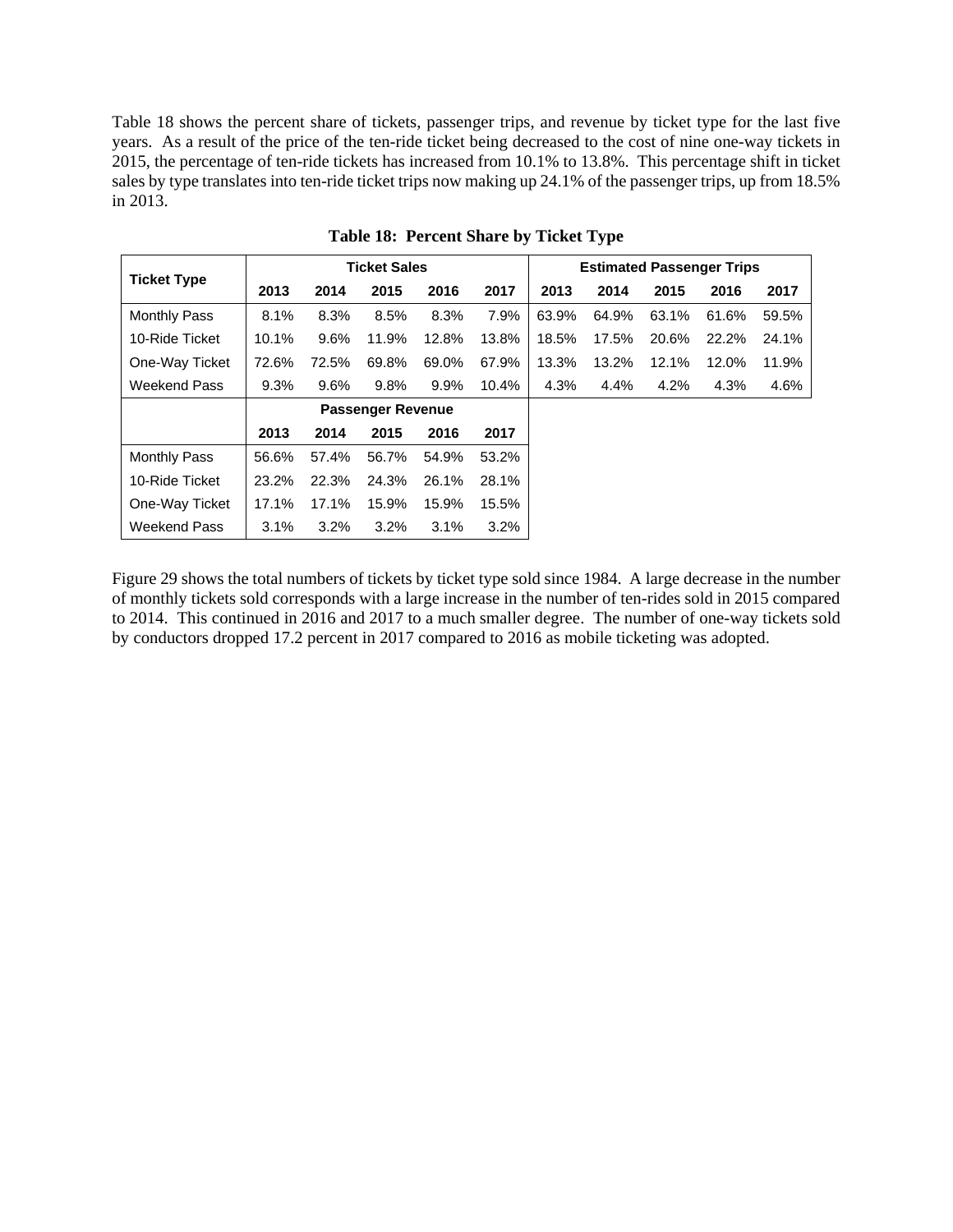Table 18 shows the percent share of tickets, passenger trips, and revenue by ticket type for the last five years. As a result of the price of the ten-ride ticket being decreased to the cost of nine one-way tickets in 2015, the percentage of ten-ride tickets has increased from 10.1% to 13.8%. This percentage shift in ticket sales by type translates into ten-ride ticket trips now making up 24.1% of the passenger trips, up from 18.5% in 2013.

**Table 18: Percent Share by Ticket Type**

| Ticket Type | Ticket Sales | | | | | Estimated Passenger Trips | | | | |
|---|---|---|---|---|---|---|---|---|---|---|
| | 2013 | 2014 | 2015 | 2016 | 2017 | 2013 | 2014 | 2015 | 2016 | 2017 |
| Monthly Pass | 8.1% | 8.3% | 8.5% | 8.3% | 7.9% | 63.9% | 64.9% | 63.1% | 61.6% | 59.5% |
| 10-Ride Ticket | 10.1% | 9.6% | 11.9% | 12.8% | 13.8% | 18.5% | 17.5% | 20.6% | 22.2% | 24.1% |
| One-Way Ticket | 72.6% | 72.5% | 69.8% | 69.0% | 67.9% | 13.3% | 13.2% | 12.1% | 12.0% | 11.9% |
| Weekend Pass | 9.3% | 9.6% | 9.8% | 9.9% | 10.4% | 4.3% | 4.4% | 4.2% | 4.3% | 4.6% |
| | Passenger Revenue | | | | | | | | | |
| | 2013 | 2014 | 2015 | 2016 | 2017 | | | | | |
| Monthly Pass | 56.6% | 57.4% | 56.7% | 54.9% | 53.2% | | | | | |
| 10-Ride Ticket | 23.2% | 22.3% | 24.3% | 26.1% | 28.1% | | | | | |
| One-Way Ticket | 17.1% | 17.1% | 15.9% | 15.9% | 15.5% | | | | | |
| Weekend Pass | 3.1% | 3.2% | 3.2% | 3.1% | 3.2% | | | | | |

Figure 29 shows the total numbers of tickets by ticket type sold since 1984. A large decrease in the number of monthly tickets sold corresponds with a large increase in the number of ten-rides sold in 2015 compared to 2014. This continued in 2016 and 2017 to a much smaller degree. The number of one-way tickets sold by conductors dropped 17.2 percent in 2017 compared to 2016 as mobile ticketing was adopted.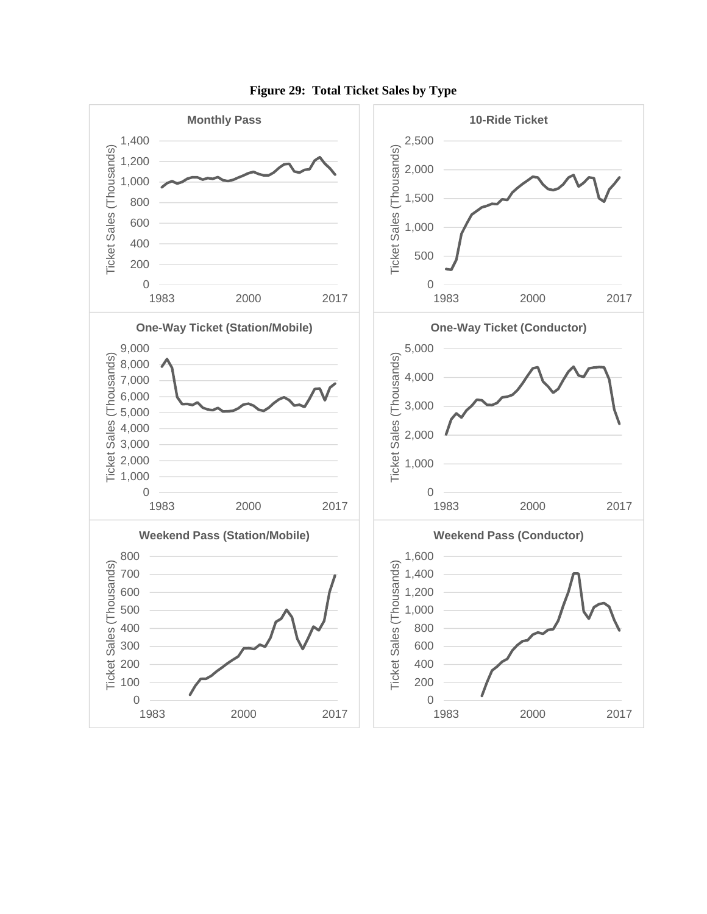**Figure 29: Total Ticket Sales by Type**

Monthly Pass

Ticket Sales (Thousands)

0, 200, 400, 600, 800, 1,000, 1,200, 1,400

1983, 2000, 2017

10-Ride Ticket

Ticket Sales (Thousands)

0, 500, 1,000, 1,500, 2,000, 2,500

1983, 2000, 2017

One-Way Ticket (Station/Mobile)

Ticket Sales (Thousands)

0, 1,000, 2,000, 3,000, 4,000, 5,000, 6,000, 7,000, 8,000, 9,000

1983, 2000, 2017

One-Way Ticket (Conductor)

Ticket Sales (Thousands)

0, 1,000, 2,000, 3,000, 4,000, 5,000

1983, 2000, 2017

Weekend Pass (Station/Mobile)

Ticket Sales (Thousands)

0, 100, 200, 300, 400, 500, 600, 700, 800

1983, 2000, 2017

Weekend Pass (Conductor)

Ticket Sales (Thousands)

0, 200, 400, 600, 800, 1,000, 1,200, 1,400, 1,600

1983, 2000, 2017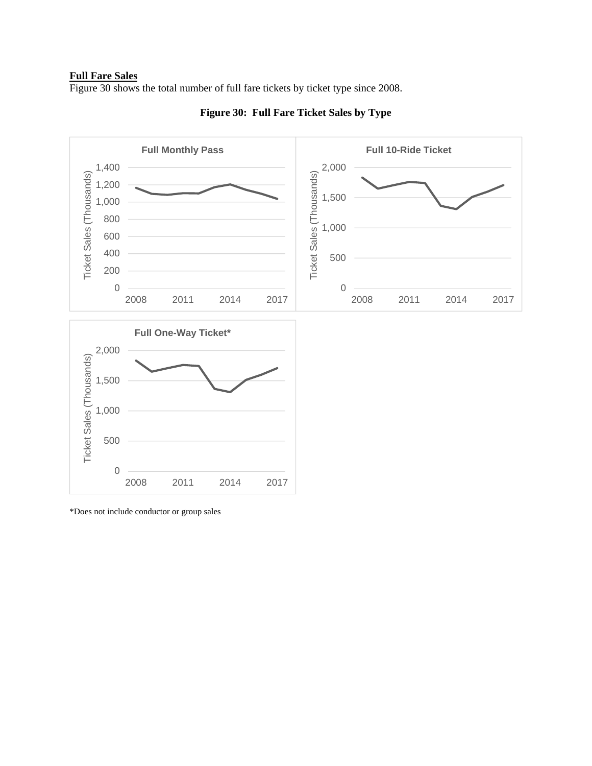**Full Fare Sales**

Figure 30 shows the total number of full fare tickets by ticket type since 2008.

**Figure 30: Full Fare Ticket Sales by Type**

*Does not include conductor or group sales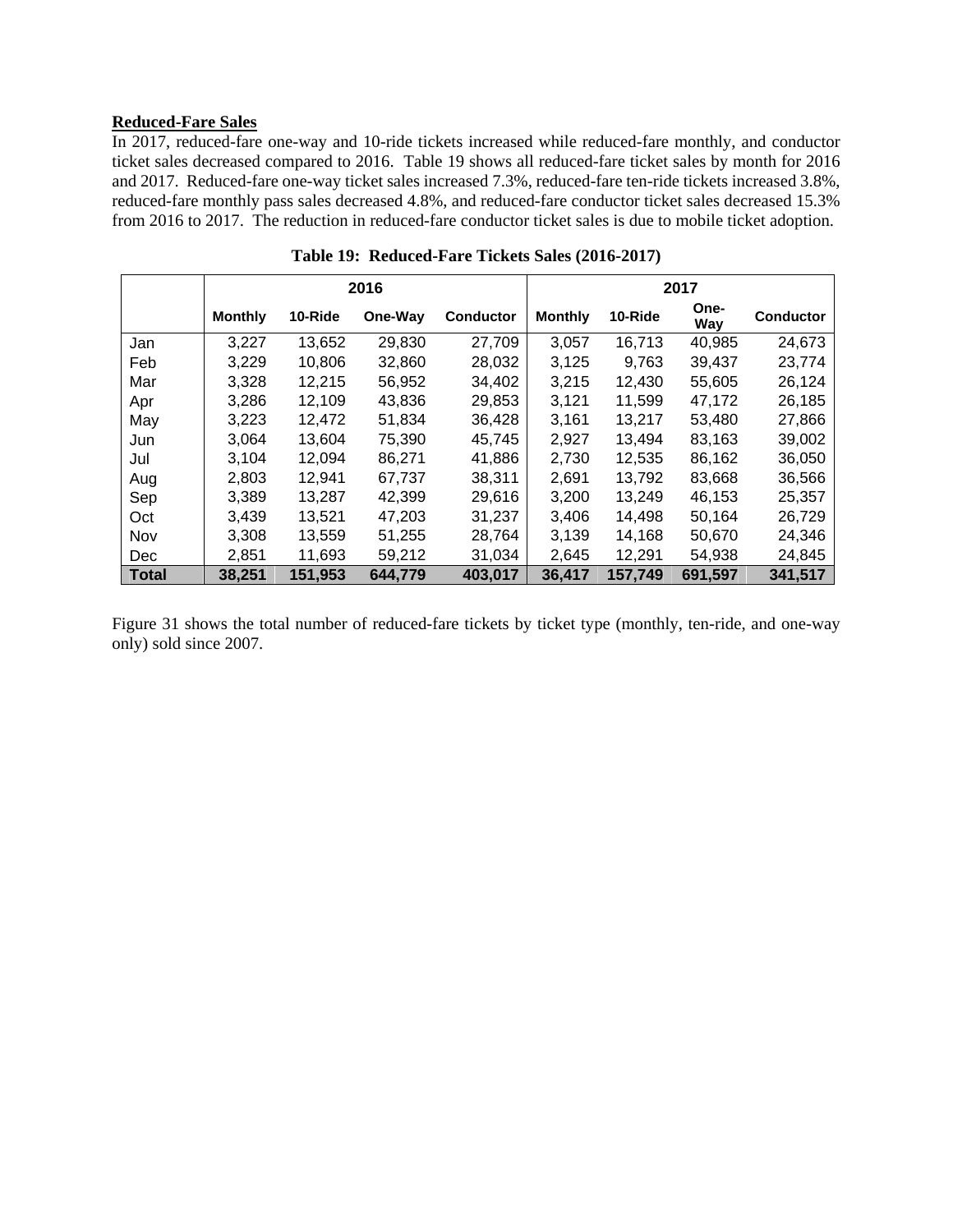**Reduced-Fare Sales**

In 2017, reduced-fare one-way and 10-ride tickets increased while reduced-fare monthly, and conductor ticket sales decreased compared to 2016. Table 19 shows all reduced-fare ticket sales by month for 2016 and 2017. Reduced-fare one-way ticket sales increased 7.3%, reduced-fare ten-ride tickets increased 3.8%, reduced-fare monthly pass sales decreased 4.8%, and reduced-fare conductor ticket sales decreased 15.3% from 2016 to 2017. The reduction in reduced-fare conductor ticket sales is due to mobile ticket adoption.

**Table 19: Reduced-Fare Tickets Sales (2016-2017)**

| | 2016 | | | | 2017 | | | |
|---|---|---|---|---|---|---|---|---|
| | **Monthly** | **10-Ride** | **One-Way** | **Conductor** | **Monthly** | **10-Ride** | **One-Way** | **Conductor** |
| Jan | 3,227 | 13,652 | 29,830 | 27,709 | 3,057 | 16,713 | 40,985 | 24,673 |
| Feb | 3,229 | 10,806 | 32,860 | 28,032 | 3,125 | 9,763 | 39,437 | 23,774 |
| Mar | 3,328 | 12,215 | 56,952 | 34,402 | 3,215 | 12,430 | 55,605 | 26,124 |
| Apr | 3,286 | 12,109 | 43,836 | 29,853 | 3,121 | 11,599 | 47,172 | 26,185 |
| May | 3,223 | 12,472 | 51,834 | 36,428 | 3,161 | 13,217 | 53,480 | 27,866 |
| Jun | 3,064 | 13,604 | 75,390 | 45,745 | 2,927 | 13,494 | 83,163 | 39,002 |
| Jul | 3,104 | 12,094 | 86,271 | 41,886 | 2,730 | 12,535 | 86,162 | 36,050 |
| Aug | 2,803 | 12,941 | 67,737 | 38,311 | 2,691 | 13,792 | 83,668 | 36,566 |
| Sep | 3,389 | 13,287 | 42,399 | 29,616 | 3,200 | 13,249 | 46,153 | 25,357 |
| Oct | 3,439 | 13,521 | 47,203 | 31,237 | 3,406 | 14,498 | 50,164 | 26,729 |
| Nov | 3,308 | 13,559 | 51,255 | 28,764 | 3,139 | 14,168 | 50,670 | 24,346 |
| Dec | 2,851 | 11,693 | 59,212 | 31,034 | 2,645 | 12,291 | 54,938 | 24,845 |
| **Total** | **38,251** | **151,953** | **644,779** | **403,017** | **36,417** | **157,749** | **691,597** | **341,517** |

Figure 31 shows the total number of reduced-fare tickets by ticket type (monthly, ten-ride, and one-way only) sold since 2007.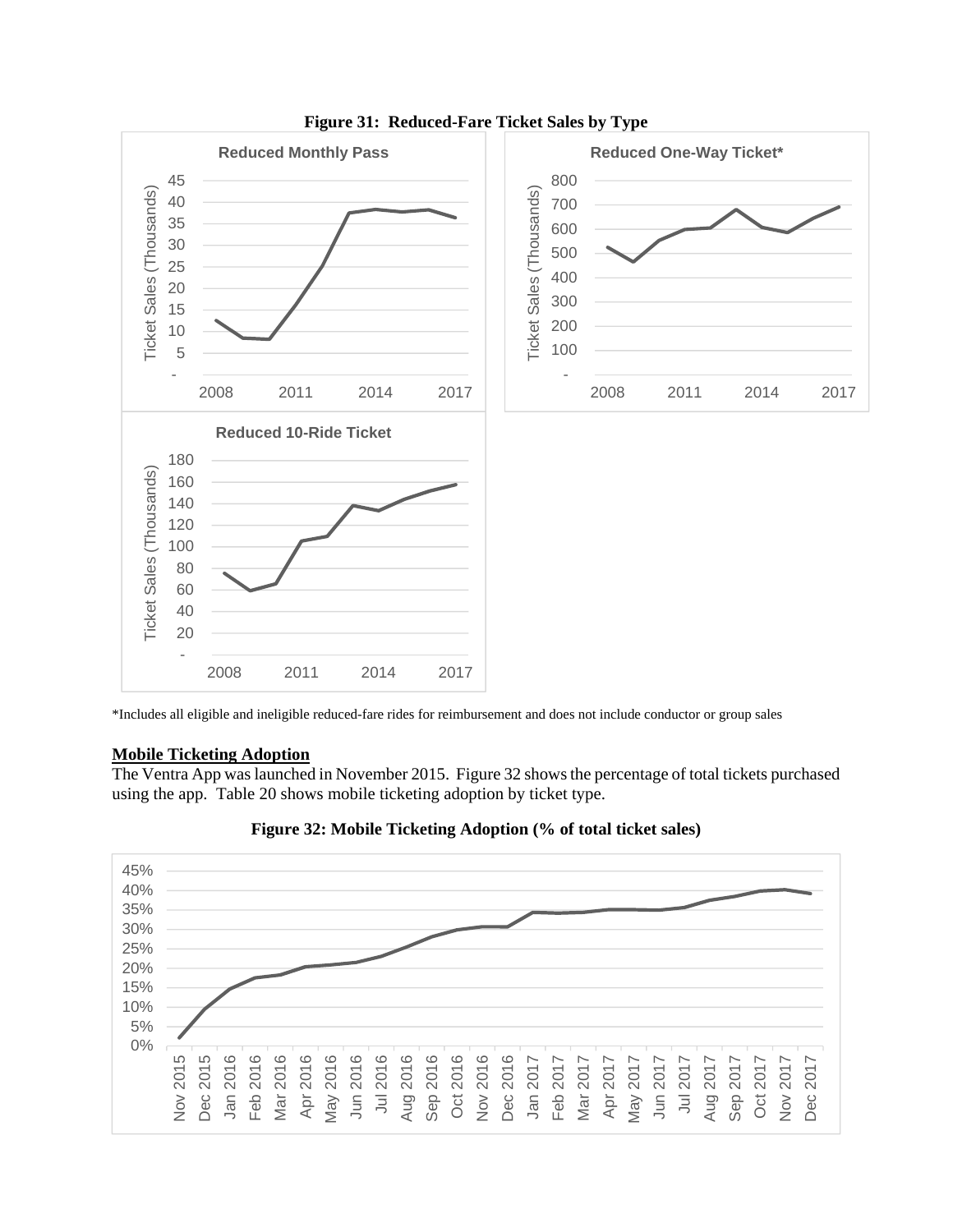**Figure 31: Reduced-Fare Ticket Sales by Type**

*Includes all eligible and ineligible reduced-fare rides for reimbursement and does not include conductor or group sales

**Mobile Ticketing Adoption**

The Ventra App was launched in November 2015. Figure 32 shows the percentage of total tickets purchased using the app. Table 20 shows mobile ticketing adoption by ticket type.

**Figure 32: Mobile Ticketing Adoption (% of total ticket sales)**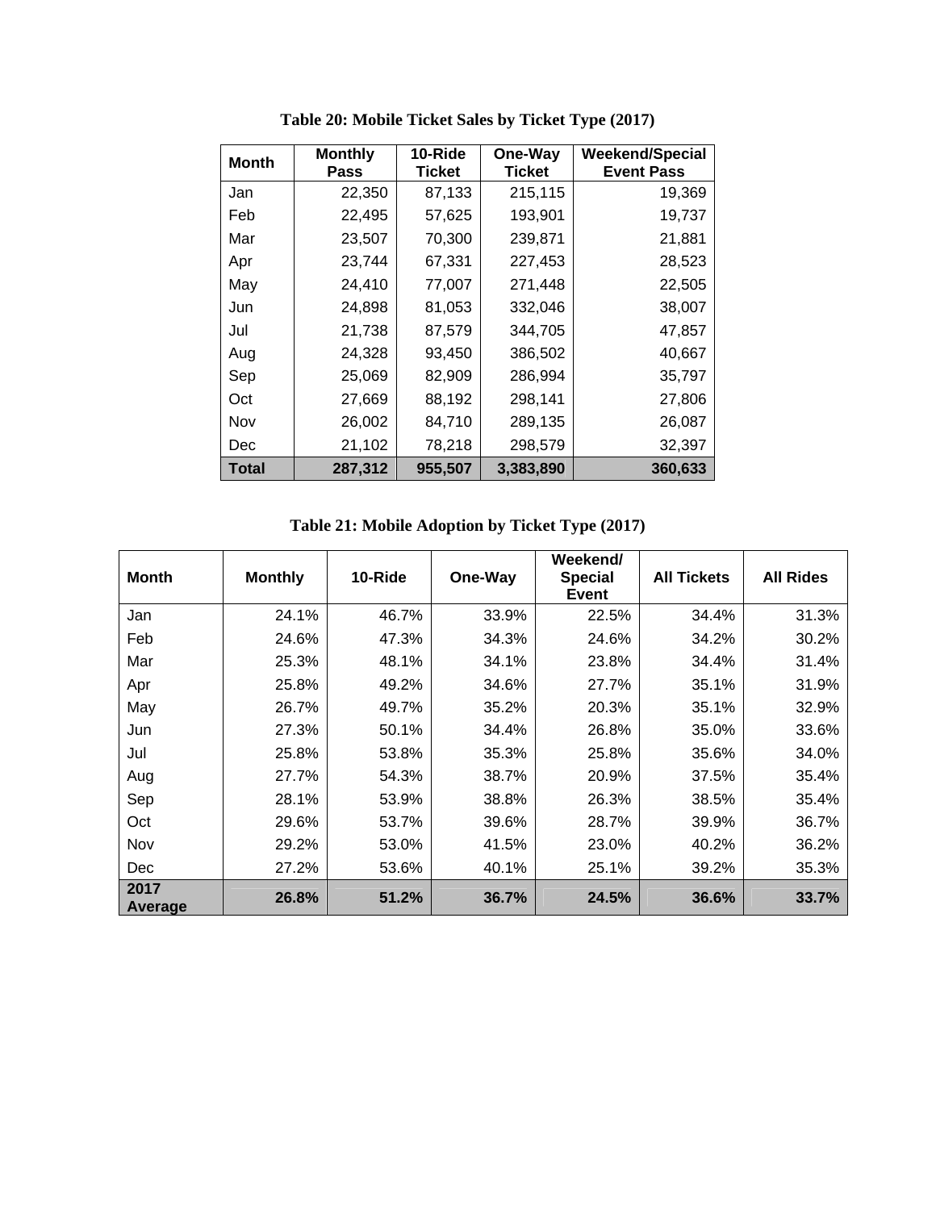**Table 20: Mobile Ticket Sales by Ticket Type (2017)**

| Month | Monthly Pass | 10-Ride Ticket | One-Way Ticket | Weekend/Special Event Pass |
|---|---|---|---|---|
| Jan | 22,350 | 87,133 | 215,115 | 19,369 |
| Feb | 22,495 | 57,625 | 193,901 | 19,737 |
| Mar | 23,507 | 70,300 | 239,871 | 21,881 |
| Apr | 23,744 | 67,331 | 227,453 | 28,523 |
| May | 24,410 | 77,007 | 271,448 | 22,505 |
| Jun | 24,898 | 81,053 | 332,046 | 38,007 |
| Jul | 21,738 | 87,579 | 344,705 | 47,857 |
| Aug | 24,328 | 93,450 | 386,502 | 40,667 |
| Sep | 25,069 | 82,909 | 286,994 | 35,797 |
| Oct | 27,669 | 88,192 | 298,141 | 27,806 |
| Nov | 26,002 | 84,710 | 289,135 | 26,087 |
| Dec | 21,102 | 78,218 | 298,579 | 32,397 |
| **Total** | **287,312** | **955,507** | **3,383,890** | **360,633** |

**Table 21: Mobile Adoption by Ticket Type (2017)**

| Month | Monthly | 10-Ride | One-Way | Weekend/ Special Event | All Tickets | All Rides |
|---|---|---|---|---|---|---|
| Jan | 24.1% | 46.7% | 33.9% | 22.5% | 34.4% | 31.3% |
| Feb | 24.6% | 47.3% | 34.3% | 24.6% | 34.2% | 30.2% |
| Mar | 25.3% | 48.1% | 34.1% | 23.8% | 34.4% | 31.4% |
| Apr | 25.8% | 49.2% | 34.6% | 27.7% | 35.1% | 31.9% |
| May | 26.7% | 49.7% | 35.2% | 20.3% | 35.1% | 32.9% |
| Jun | 27.3% | 50.1% | 34.4% | 26.8% | 35.0% | 33.6% |
| Jul | 25.8% | 53.8% | 35.3% | 25.8% | 35.6% | 34.0% |
| Aug | 27.7% | 54.3% | 38.7% | 20.9% | 37.5% | 35.4% |
| Sep | 28.1% | 53.9% | 38.8% | 26.3% | 38.5% | 35.4% |
| Oct | 29.6% | 53.7% | 39.6% | 28.7% | 39.9% | 36.7% |
| Nov | 29.2% | 53.0% | 41.5% | 23.0% | 40.2% | 36.2% |
| Dec | 27.2% | 53.6% | 40.1% | 25.1% | 39.2% | 35.3% |
| **2017 Average** | **26.8%** | **51.2%** | **36.7%** | **24.5%** | **36.6%** | **33.7%** |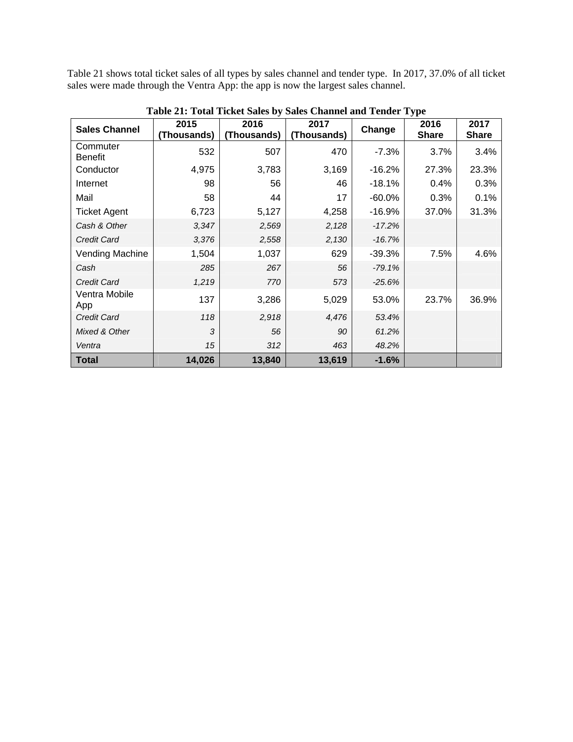Table 21 shows total ticket sales of all types by sales channel and tender type. In 2017, 37.0% of all ticket sales were made through the Ventra App: the app is now the largest sales channel.

**Table 21: Total Ticket Sales by Sales Channel and Tender Type**

| Sales Channel | 2015 (Thousands) | 2016 (Thousands) | 2017 (Thousands) | Change | 2016 Share | 2017 Share |
|---|---|---|---|---|---|---|
| Commuter Benefit | 532 | 507 | 470 | -7.3% | 3.7% | 3.4% |
| Conductor | 4,975 | 3,783 | 3,169 | -16.2% | 27.3% | 23.3% |
| Internet | 98 | 56 | 46 | -18.1% | 0.4% | 0.3% |
| Mail | 58 | 44 | 17 | -60.0% | 0.3% | 0.1% |
| Ticket Agent | 6,723 | 5,127 | 4,258 | -16.9% | 37.0% | 31.3% |
| *Cash & Other* | *3,347* | *2,569* | *2,128* | *-17.2%* | | |
| *Credit Card* | *3,376* | *2,558* | *2,130* | *-16.7%* | | |
| Vending Machine | 1,504 | 1,037 | 629 | -39.3% | 7.5% | 4.6% |
| *Cash* | *285* | *267* | *56* | *-79.1%* | | |
| *Credit Card* | *1,219* | *770* | *573* | *-25.6%* | | |
| Ventra Mobile App | 137 | 3,286 | 5,029 | 53.0% | 23.7% | 36.9% |
| *Credit Card* | *118* | *2,918* | *4,476* | *53.4%* | | |
| *Mixed & Other* | *3* | *56* | *90* | *61.2%* | | |
| *Ventra* | *15* | *312* | *463* | *48.2%* | | |
| **Total** | **14,026** | **13,840** | **13,619** | **-1.6%** | | |